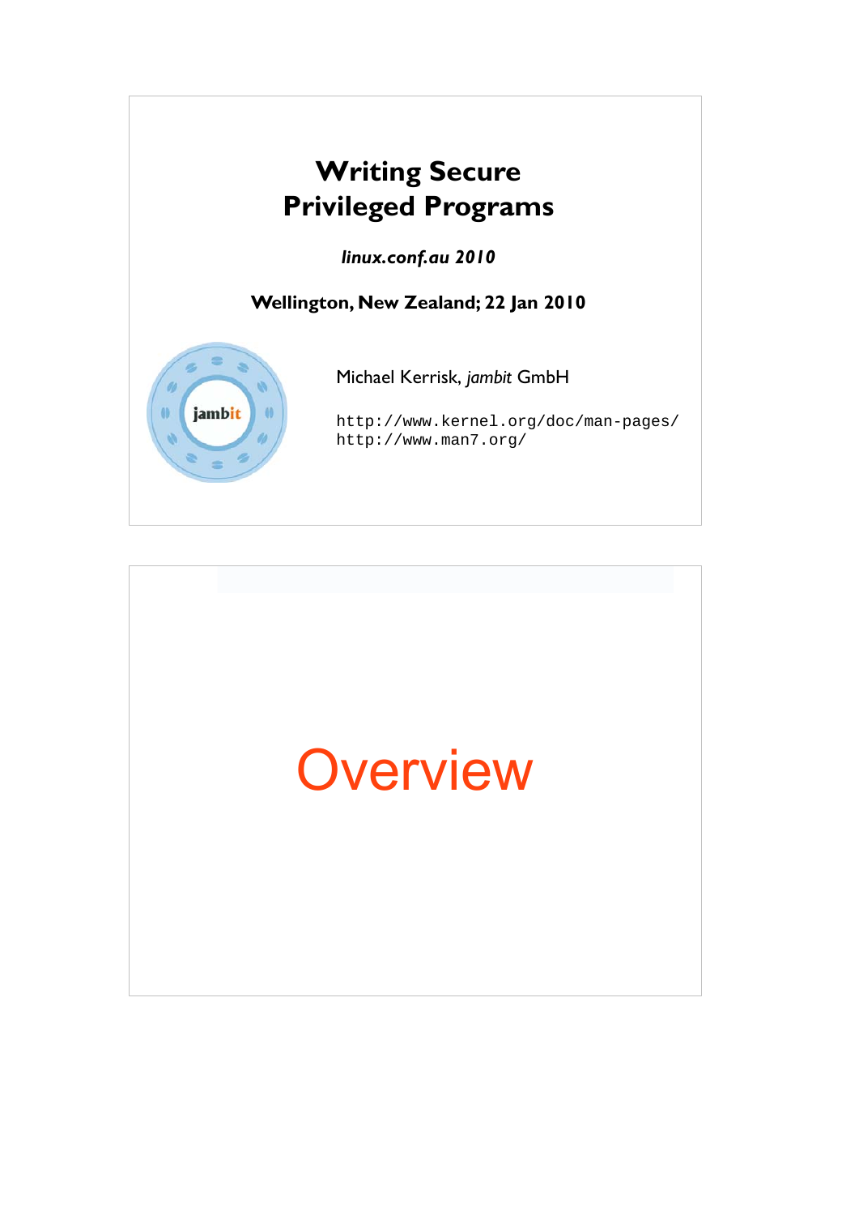# Writing Secure Privileged Programs

*linux.conf.au 2010*

**Wellington, New Zealand; 22 Jan 2010**

Michael Kerrisk, *jambit* GmbH

```
http://www.kernel.org/doc/man-pages/
http://www.man7.org/
```

# Overview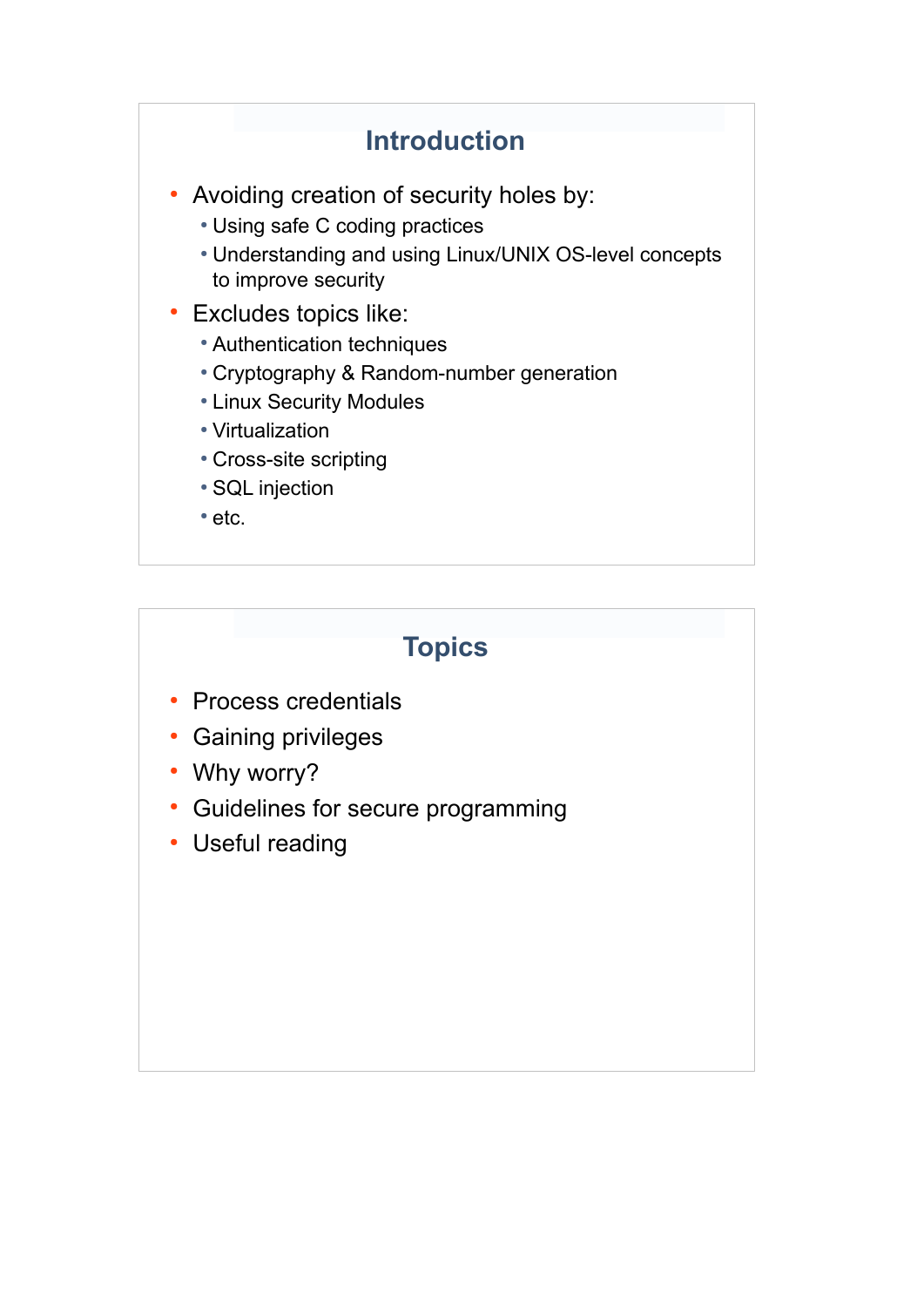## Introduction

- Avoiding creation of security holes by:
  - Using safe C coding practices
  - Understanding and using Linux/UNIX OS-level concepts to improve security
- Excludes topics like:
  - Authentication techniques
  - Cryptography & Random-number generation
  - Linux Security Modules
  - Virtualization
  - Cross-site scripting
  - SQL injection
  - etc.

## Topics

- Process credentials
- Gaining privileges
- Why worry?
- Guidelines for secure programming
- Useful reading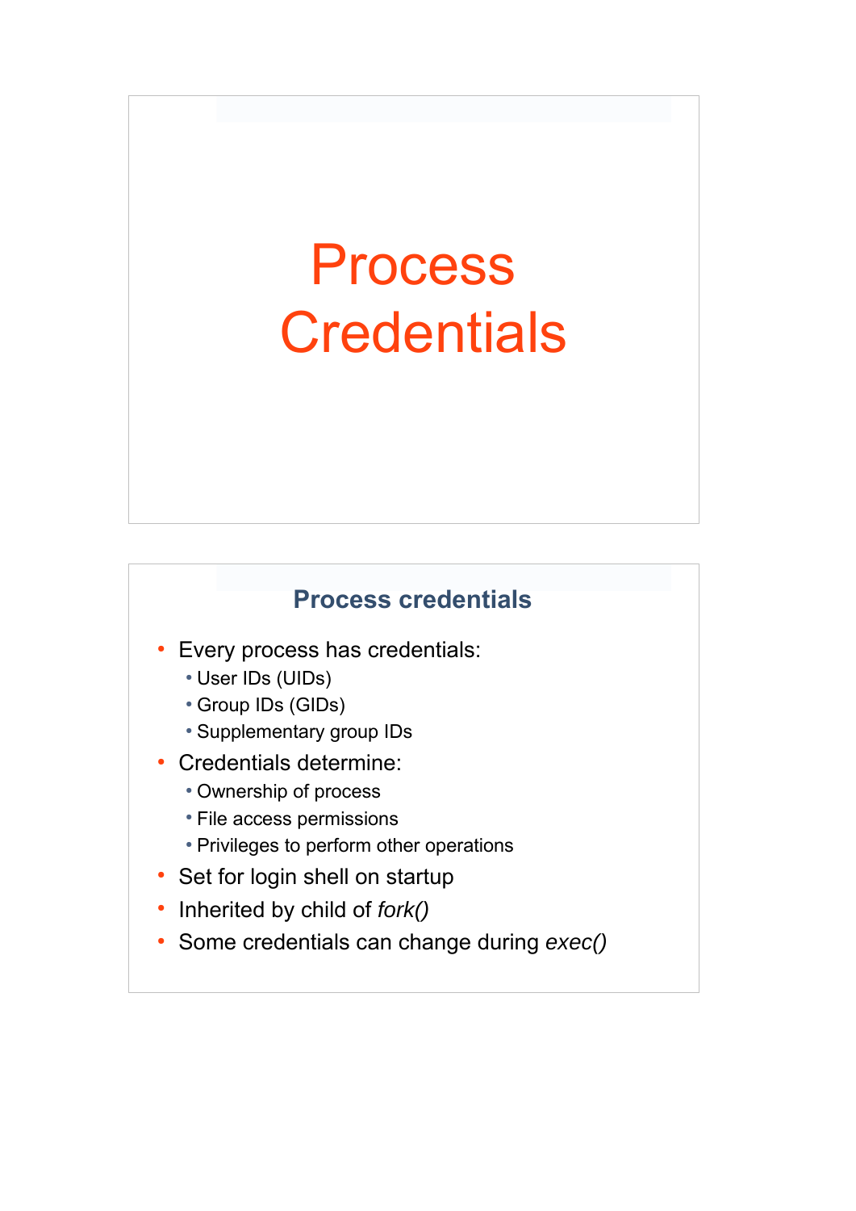# Process Credentials

## Process credentials

- Every process has credentials:
  - User IDs (UIDs)
  - Group IDs (GIDs)
  - Supplementary group IDs
- Credentials determine:
  - Ownership of process
  - File access permissions
  - Privileges to perform other operations
- Set for login shell on startup
- Inherited by child of *fork()*
- Some credentials can change during *exec()*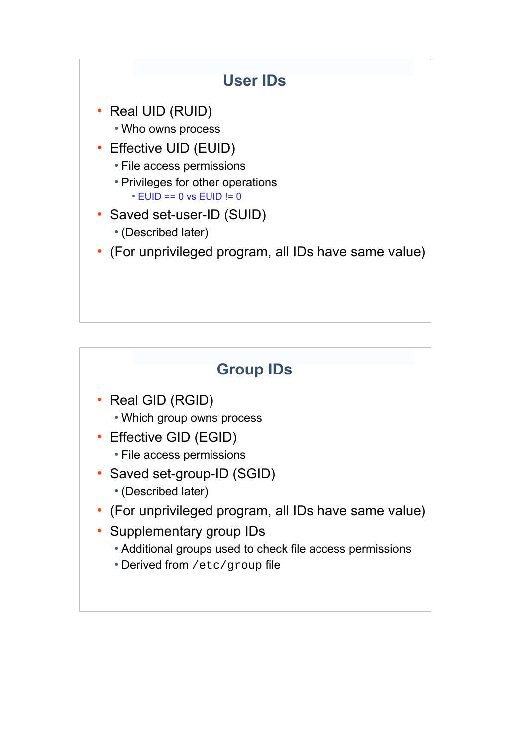## User IDs

- Real UID (RUID)
  - Who owns process
- Effective UID (EUID)
  - File access permissions
  - Privileges for other operations
    - EUID == 0 vs EUID != 0
- Saved set-user-ID (SUID)
  - (Described later)
- (For unprivileged program, all IDs have same value)

## Group IDs

- Real GID (RGID)
  - Which group owns process
- Effective GID (EGID)
  - File access permissions
- Saved set-group-ID (SGID)
  - (Described later)
- (For unprivileged program, all IDs have same value)
- Supplementary group IDs
  - Additional groups used to check file access permissions
  - Derived from `/etc/group` file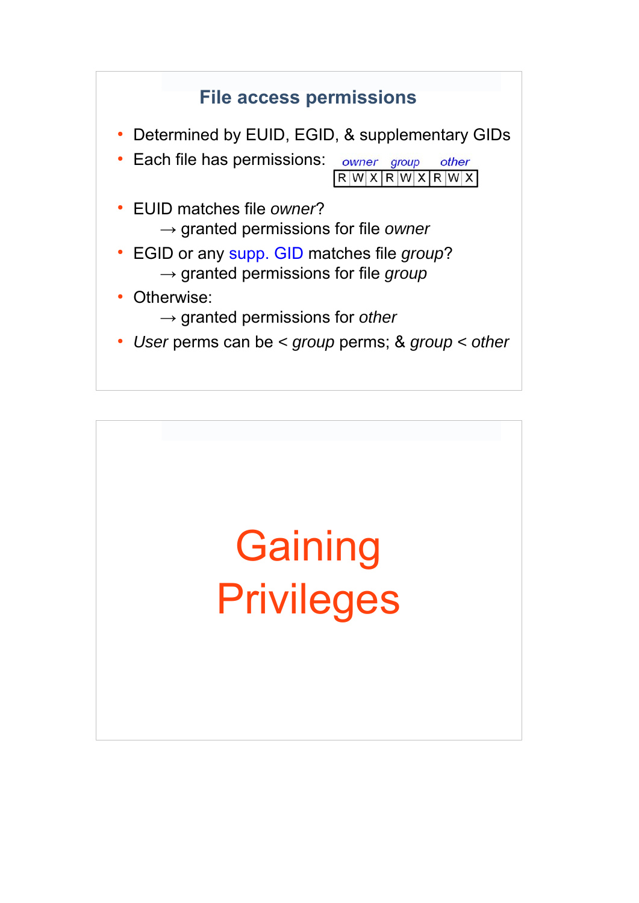## File access permissions

- Determined by EUID, EGID, & supplementary GIDs
- Each file has permissions:

| *owner* | | | *group* | | | *other* | | |
|---|---|---|---|---|---|---|---|---|
| R | W | X | R | W | X | R | W | X |

- EUID matches file *owner*?
  → granted permissions for file *owner*
- EGID or any supp. GID matches file *group*?
  → granted permissions for file *group*
- Otherwise:
  → granted permissions for *other*
- *User* perms can be < *group* perms; & *group* < *other*

# Gaining Privileges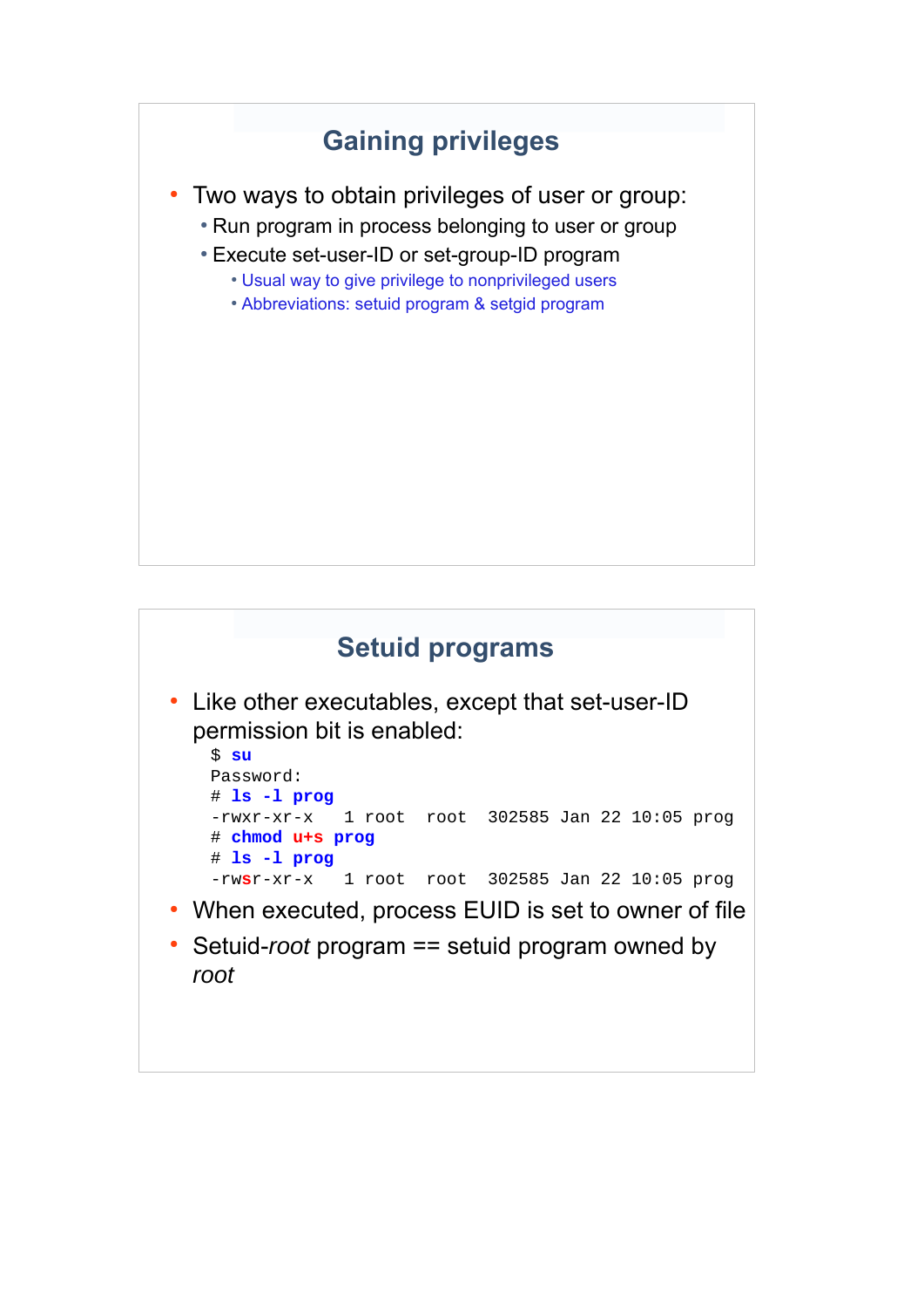## Gaining privileges

- Two ways to obtain privileges of user or group:
  - Run program in process belonging to user or group
  - Execute set-user-ID or set-group-ID program
    - Usual way to give privilege to nonprivileged users
    - Abbreviations: setuid program & setgid program

## Setuid programs

- Like other executables, except that set-user-ID permission bit is enabled:

```
$ su
Password:
# ls -l prog
-rwxr-xr-x   1 root  root  302585 Jan 22 10:05 prog
# chmod u+s prog
# ls -l prog
-rwsr-xr-x   1 root  root  302585 Jan 22 10:05 prog
```

- When executed, process EUID is set to owner of file
- Setuid-*root* program == setuid program owned by *root*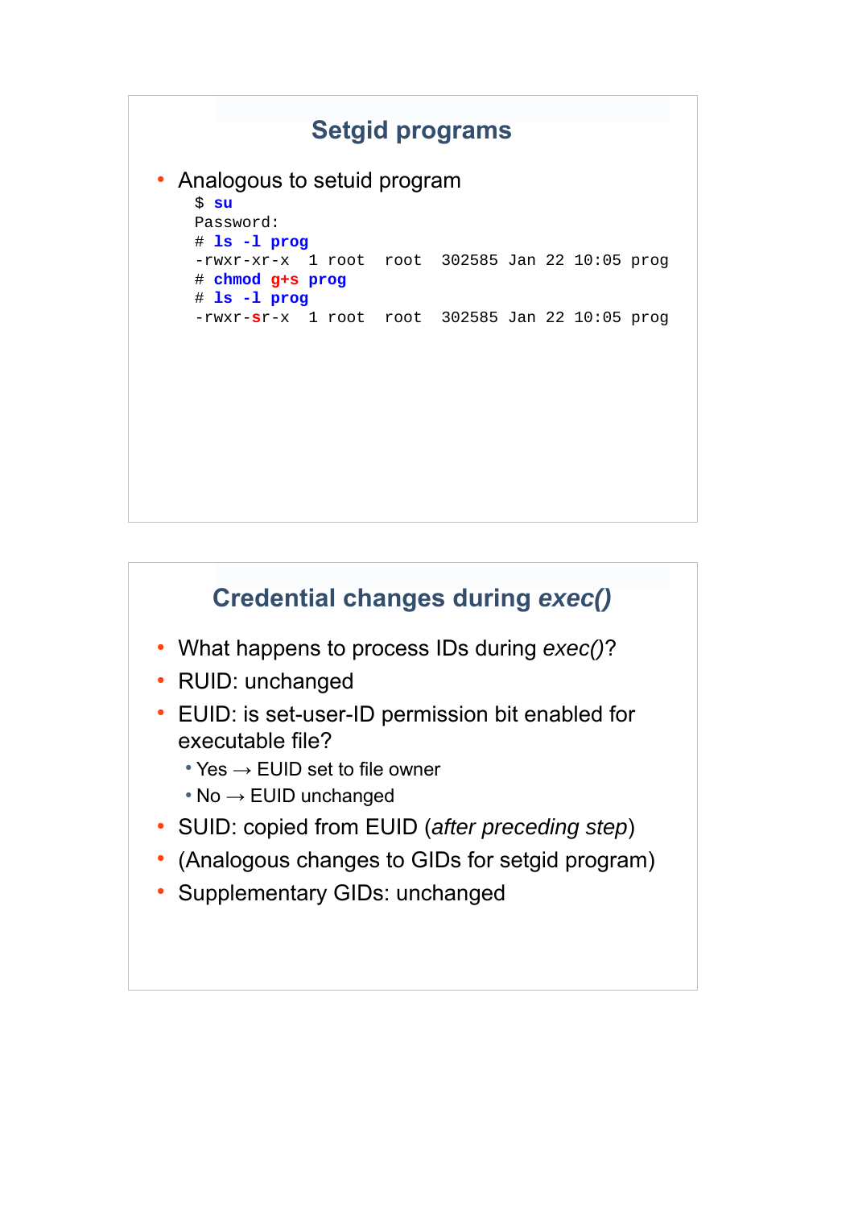## Setgid programs

- Analogous to setuid program

```
$ su
Password:
# ls -l prog
-rwxr-xr-x  1 root  root  302585 Jan 22 10:05 prog
# chmod g+s prog
# ls -l prog
-rwxr-sr-x  1 root  root  302585 Jan 22 10:05 prog
```

## Credential changes during *exec()*

- What happens to process IDs during *exec()*?
- RUID: unchanged
- EUID: is set-user-ID permission bit enabled for executable file?
  - Yes → EUID set to file owner
  - No → EUID unchanged
- SUID: copied from EUID (*after preceding step*)
- (Analogous changes to GIDs for setgid program)
- Supplementary GIDs: unchanged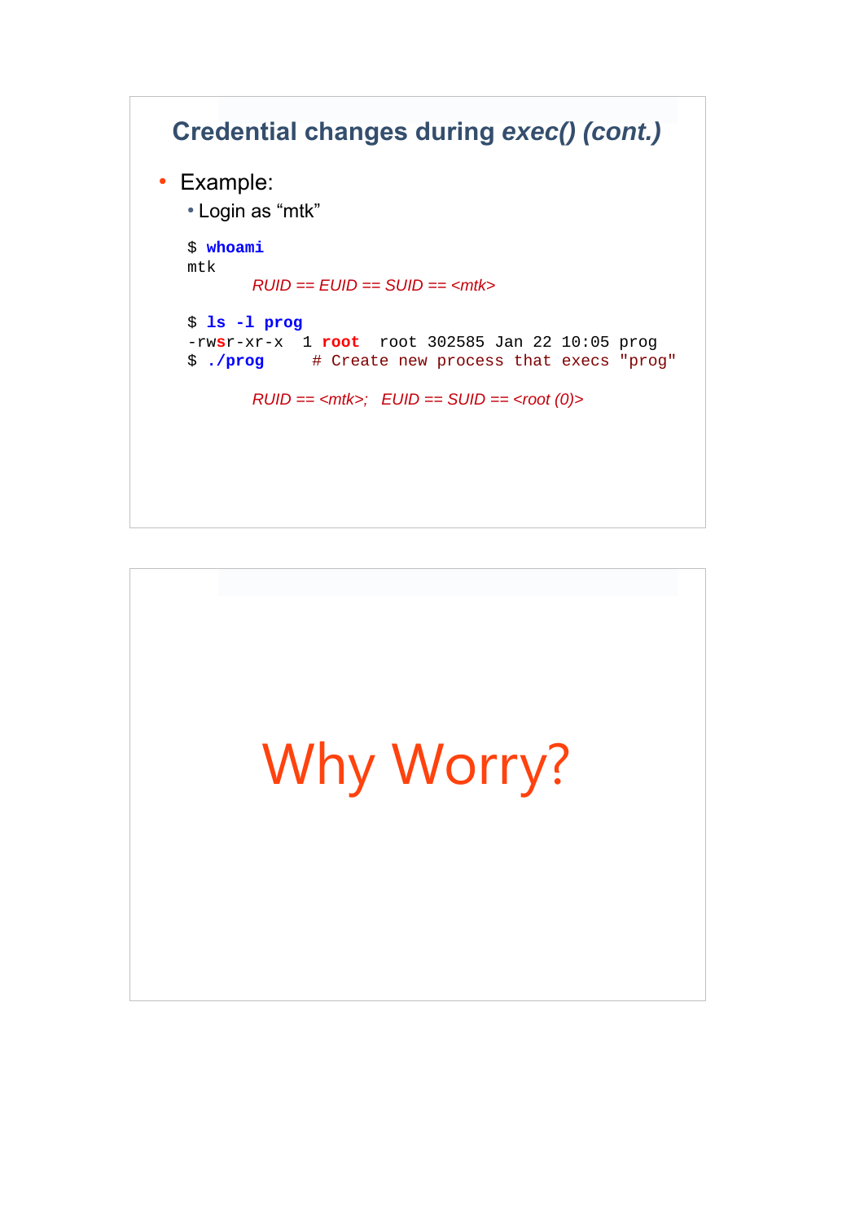## Credential changes during *exec() (cont.)*

- Example:
  - Login as "mtk"

```
$ whoami
mtk
```

*RUID == EUID == SUID == <mtk>*

```
$ ls -l prog
-rwsr-xr-x  1 root  root 302585 Jan 22 10:05 prog
$ ./prog     # Create new process that execs "prog"
```

*RUID == <mtk>;   EUID == SUID == <root (0)>*

# Why Worry?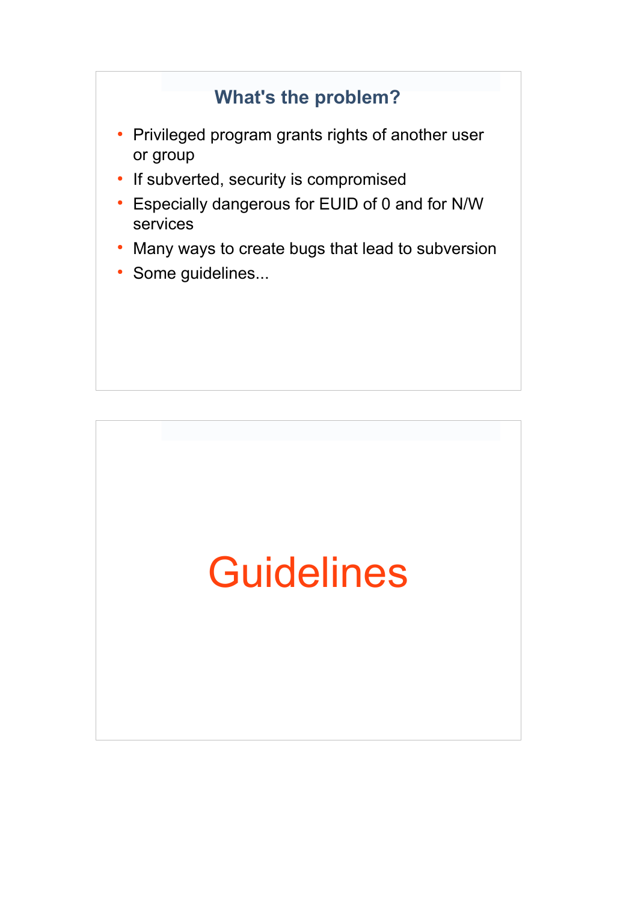## What's the problem?

- Privileged program grants rights of another user or group
- If subverted, security is compromised
- Especially dangerous for EUID of 0 and for N/W services
- Many ways to create bugs that lead to subversion
- Some guidelines...

# Guidelines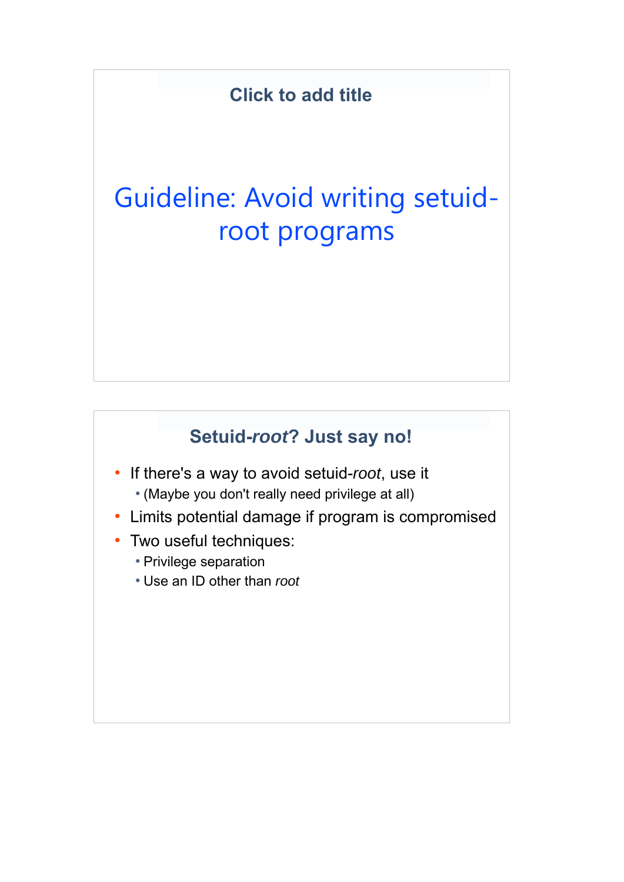## Click to add title

# Guideline: Avoid writing setuid-root programs

## Setuid-*root*? Just say no!

- If there's a way to avoid setuid-*root*, use it
  - (Maybe you don't really need privilege at all)
- Limits potential damage if program is compromised
- Two useful techniques:
  - Privilege separation
  - Use an ID other than *root*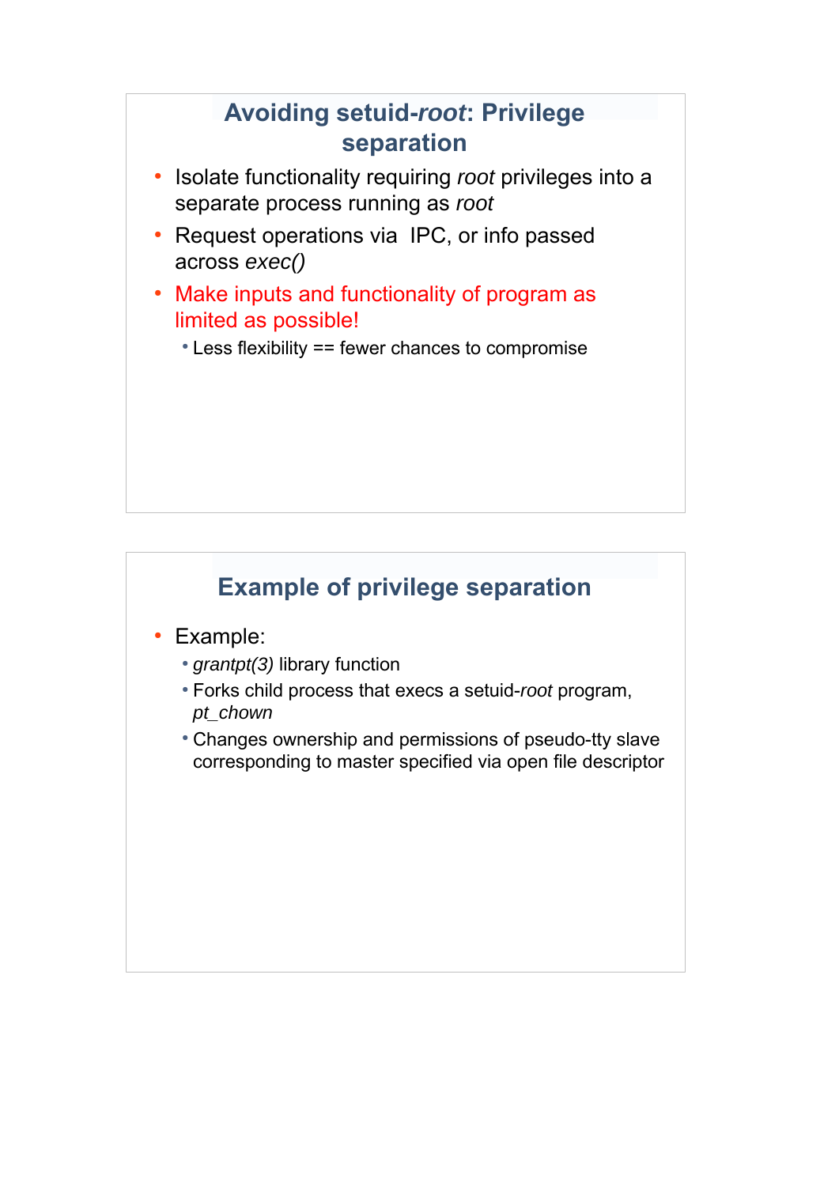## Avoiding setuid-*root*: Privilege separation

- Isolate functionality requiring *root* privileges into a separate process running as *root*
- Request operations via IPC, or info passed across *exec()*
- Make inputs and functionality of program as limited as possible!
  - Less flexibility == fewer chances to compromise

## Example of privilege separation

- Example:
  - *grantpt(3)* library function
  - Forks child process that execs a setuid-*root* program, *pt_chown*
  - Changes ownership and permissions of pseudo-tty slave corresponding to master specified via open file descriptor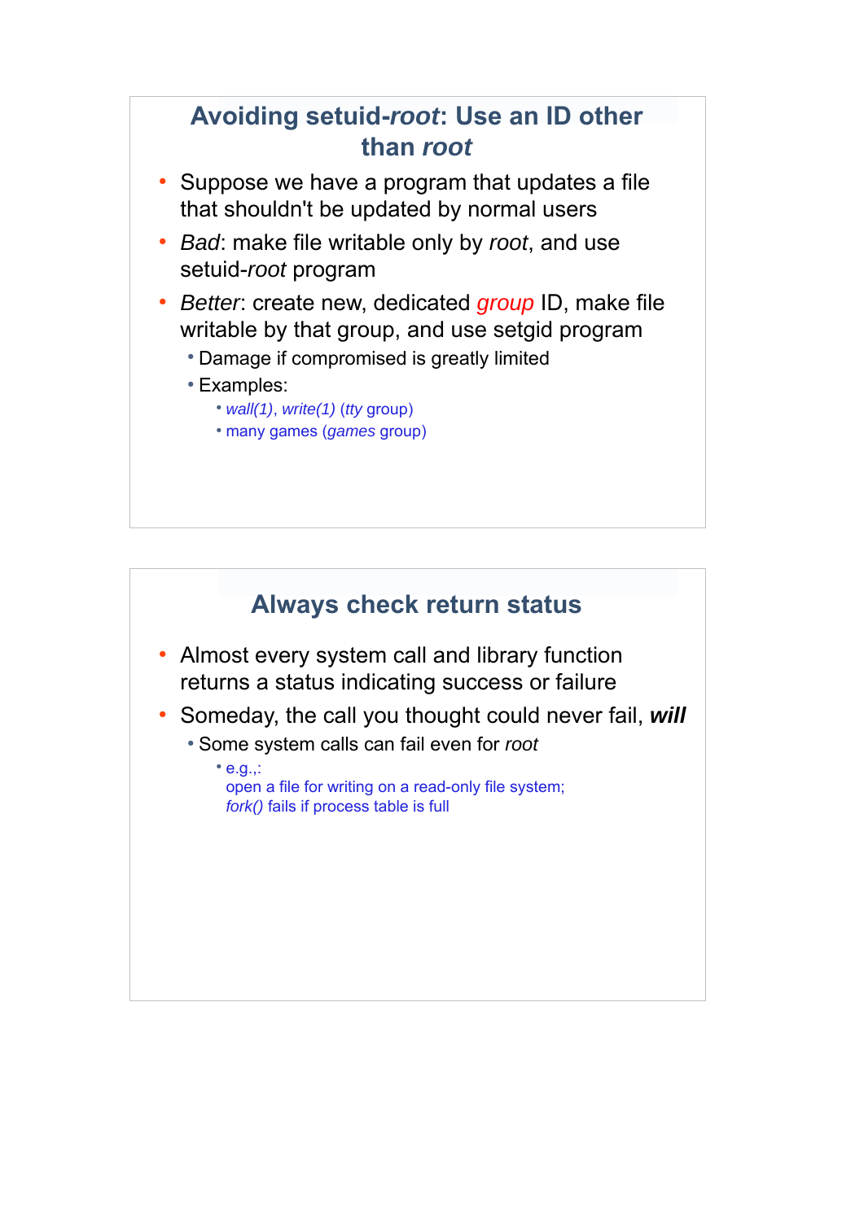## Avoiding setuid-*root*: Use an ID other than *root*

- Suppose we have a program that updates a file that shouldn't be updated by normal users
- *Bad*: make file writable only by *root*, and use setuid-*root* program
- *Better*: create new, dedicated *group* ID, make file writable by that group, and use setgid program
  - Damage if compromised is greatly limited
  - Examples:
    - *wall(1)*, *write(1)* (*tty* group)
    - many games (*games* group)

## Always check return status

- Almost every system call and library function returns a status indicating success or failure
- Someday, the call you thought could never fail, ***will***
  - Some system calls can fail even for *root*
    - e.g.,:
      open a file for writing on a read-only file system;
      *fork()* fails if process table is full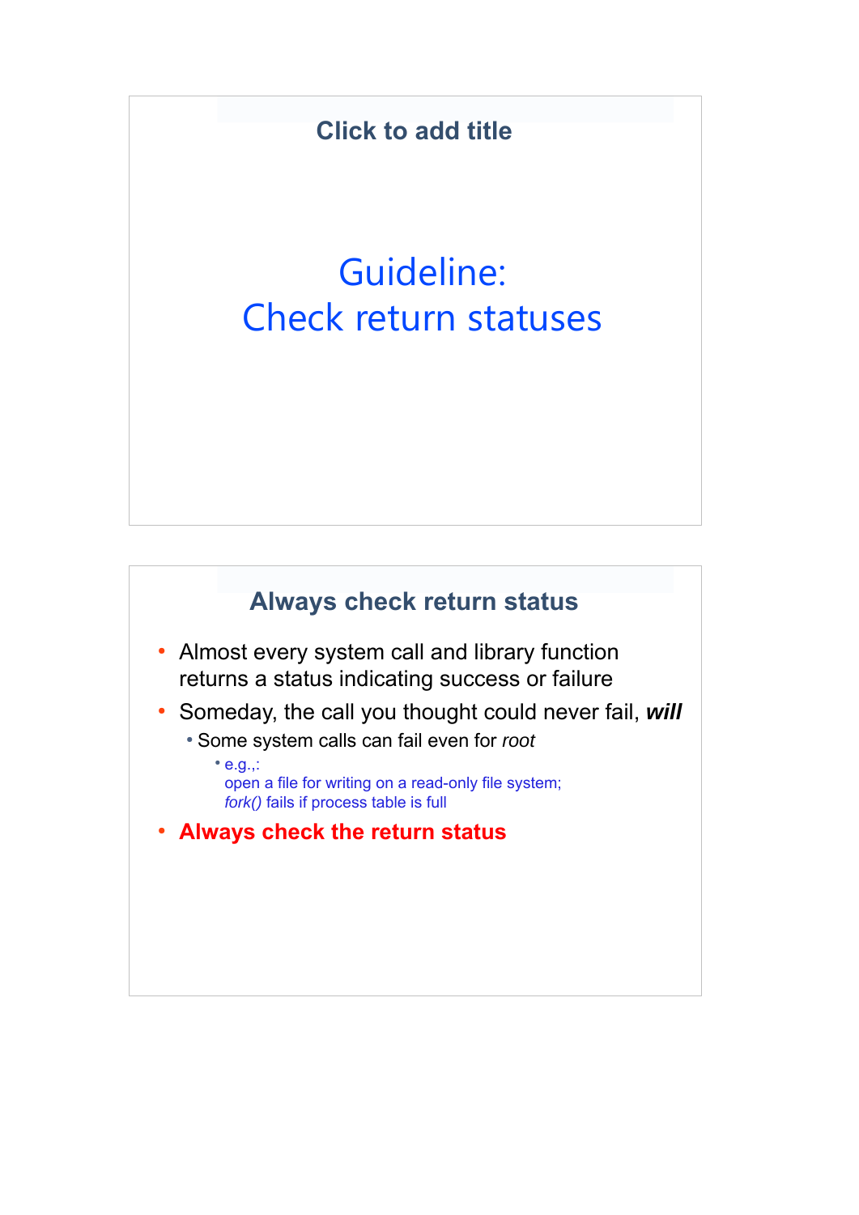## Click to add title

# Guideline:
# Check return statuses

## Always check return status

- Almost every system call and library function returns a status indicating success or failure
- Someday, the call you thought could never fail, ***will***
  - Some system calls can fail even for *root*
    - e.g.,:
      open a file for writing on a read-only file system;
      *fork()* fails if process table is full
- **Always check the return status**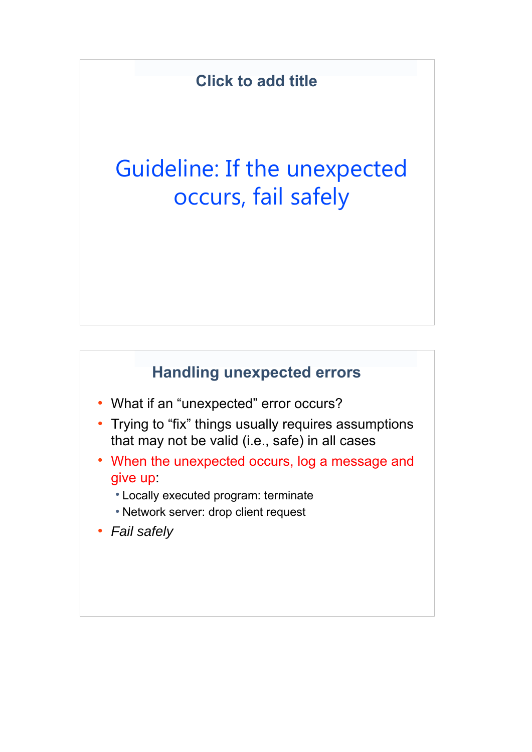## Click to add title

# Guideline: If the unexpected occurs, fail safely

## Handling unexpected errors

- What if an “unexpected” error occurs?
- Trying to “fix” things usually requires assumptions that may not be valid (i.e., safe) in all cases
- When the unexpected occurs, log a message and give up:
  - Locally executed program: terminate
  - Network server: drop client request
- *Fail safely*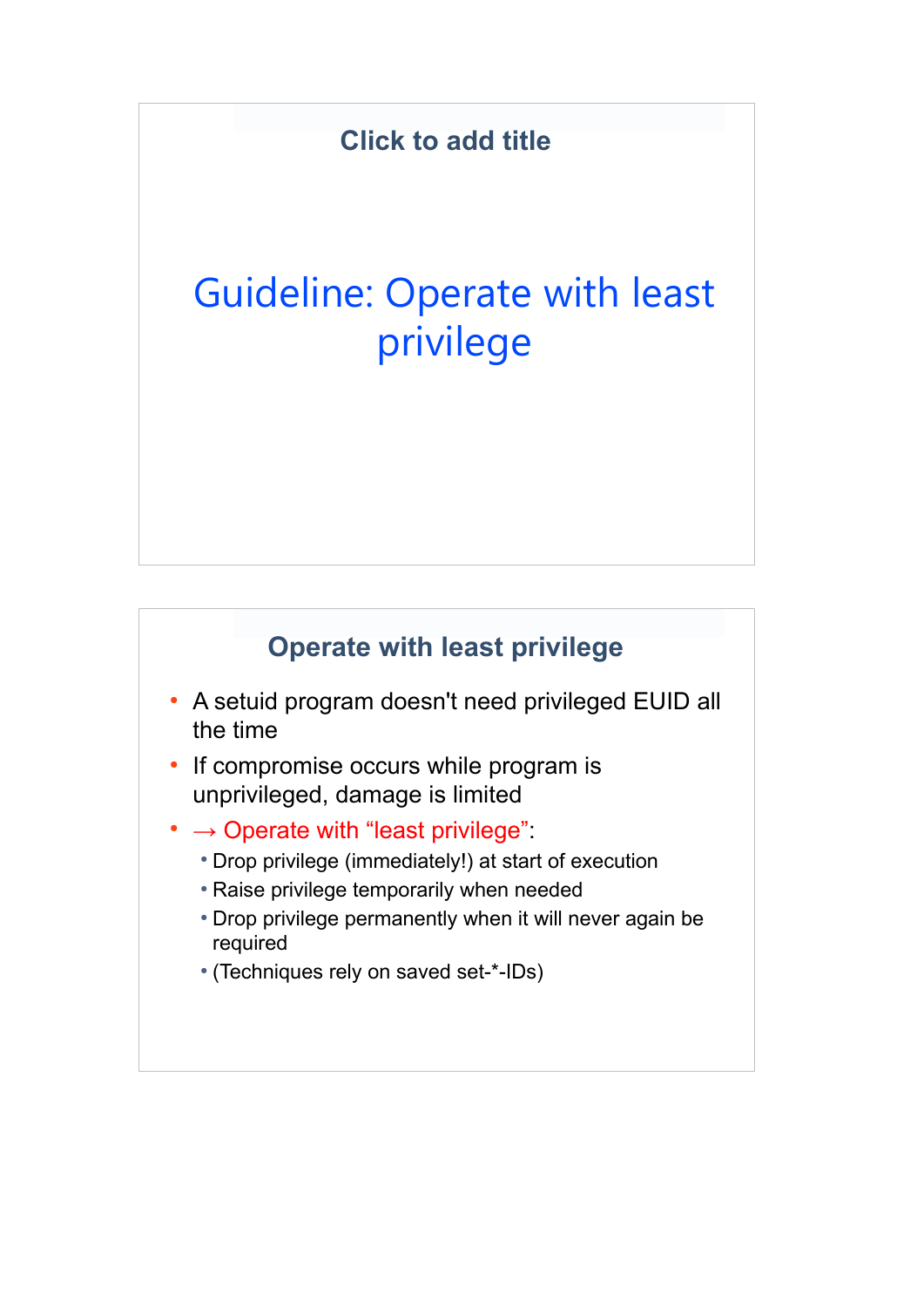## Click to add title

# Guideline: Operate with least privilege

## Operate with least privilege

- A setuid program doesn't need privileged EUID all the time
- If compromise occurs while program is unprivileged, damage is limited
- → Operate with "least privilege":
  - Drop privilege (immediately!) at start of execution
  - Raise privilege temporarily when needed
  - Drop privilege permanently when it will never again be required
  - (Techniques rely on saved set-*-IDs)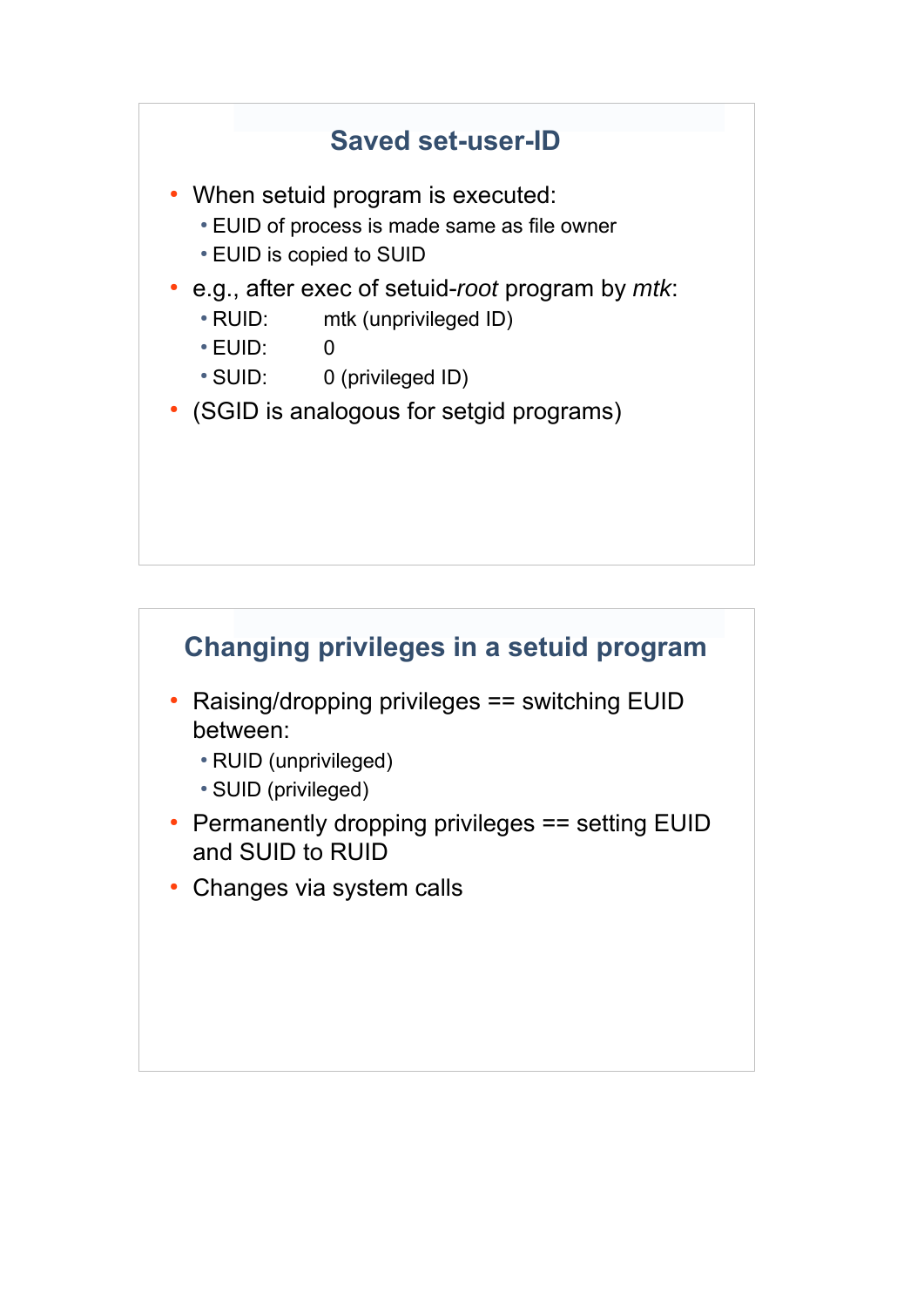## Saved set-user-ID

- When setuid program is executed:
  - EUID of process is made same as file owner
  - EUID is copied to SUID
- e.g., after exec of setuid-*root* program by *mtk*:
  - RUID: mtk (unprivileged ID)
  - EUID: 0
  - SUID: 0 (privileged ID)
- (SGID is analogous for setgid programs)

## Changing privileges in a setuid program

- Raising/dropping privileges == switching EUID between:
  - RUID (unprivileged)
  - SUID (privileged)
- Permanently dropping privileges == setting EUID and SUID to RUID
- Changes via system calls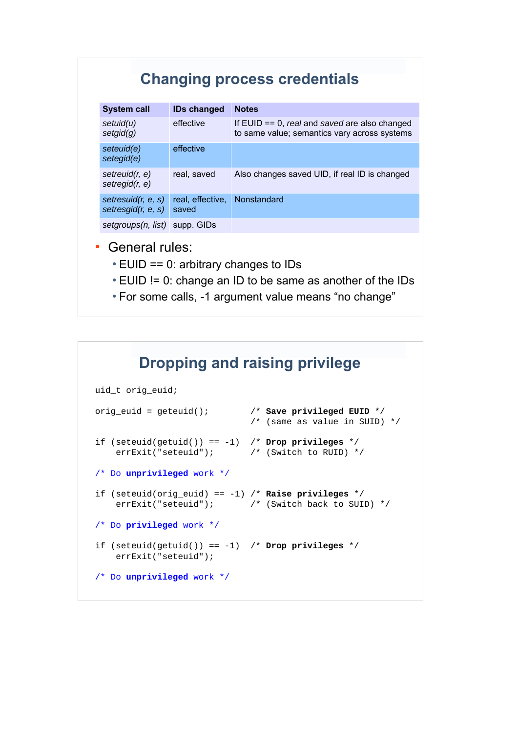## Changing process credentials

| System call | IDs changed | Notes |
|---|---|---|
| *setuid(u)* *setgid(g)* | effective | If EUID == 0, *real* and *saved* are also changed to same value; semantics vary across systems |
| *seteuid(e)* *setegid(e)* | effective | |
| *setreuid(r, e)* *setregid(r, e)* | real, saved | Also changes saved UID, if real ID is changed |
| *setresuid(r, e, s)* *setresgid(r, e, s)* | real, effective, saved | Nonstandard |
| *setgroups(n, list)* | supp. GIDs | |

- General rules:
  - EUID == 0: arbitrary changes to IDs
  - EUID != 0: change an ID to be same as another of the IDs
  - For some calls, -1 argument value means “no change”

## Dropping and raising privilege

```
uid_t orig_euid;

orig_euid = geteuid();        /* Save privileged EUID */
                              /* (same as value in SUID) */

if (seteuid(getuid()) == -1)  /* Drop privileges */
    errExit("seteuid");       /* (Switch to RUID) */

/* Do unprivileged work */

if (seteuid(orig_euid) == -1) /* Raise privileges */
    errExit("seteuid");       /* (Switch back to SUID) */

/* Do privileged work */

if (seteuid(getuid()) == -1)  /* Drop privileges */
    errExit("seteuid");

/* Do unprivileged work */
```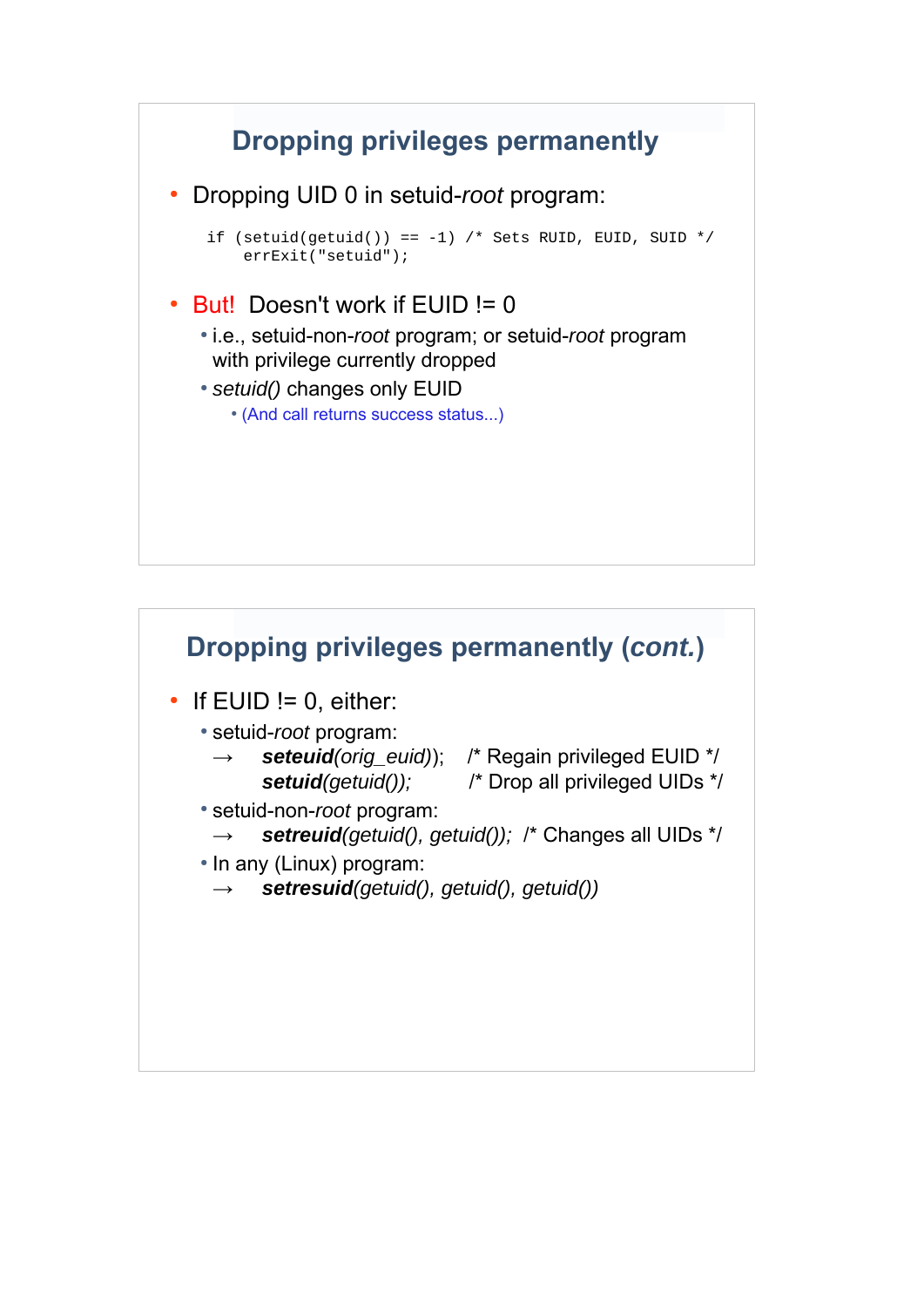## Dropping privileges permanently

- Dropping UID 0 in setuid-*root* program:

```
if (setuid(getuid()) == -1) /* Sets RUID, EUID, SUID */
    errExit("setuid");
```

- But! Doesn't work if EUID != 0
  - i.e., setuid-non-*root* program; or setuid-*root* program with privilege currently dropped
  - *setuid()* changes only EUID
    - (And call returns success status...)

## Dropping privileges permanently (*cont.*)

- If EUID != 0, either:
  - setuid-*root* program:
    - → ***seteuid****(orig_euid)*); /* Regain privileged EUID */
      ***setuid****(getuid());* /* Drop all privileged UIDs */
  - setuid-non-*root* program:
    - → ***setreuid****(getuid(), getuid());* /* Changes all UIDs */
  - In any (Linux) program:
    - → ***setresuid****(getuid(), getuid(), getuid())*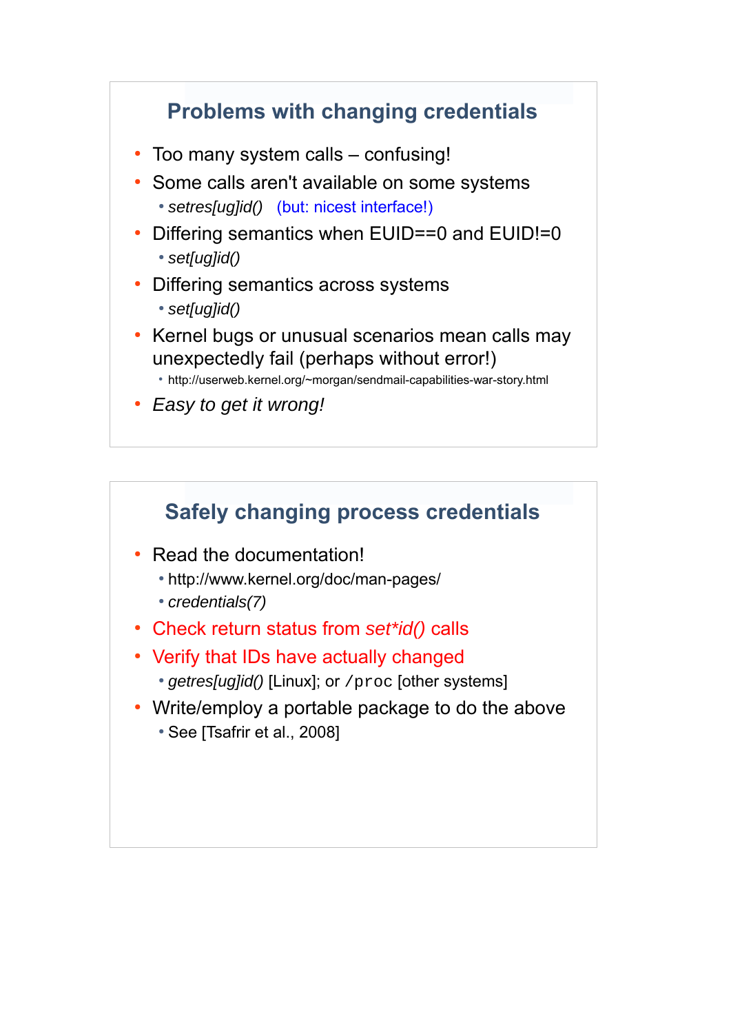## Problems with changing credentials

- Too many system calls – confusing!
- Some calls aren't available on some systems
  - *setres[ug]id()* (but: nicest interface!)
- Differing semantics when EUID==0 and EUID!=0
  - *set[ug]id()*
- Differing semantics across systems
  - *set[ug]id()*
- Kernel bugs or unusual scenarios mean calls may unexpectedly fail (perhaps without error!)
  - http://userweb.kernel.org/~morgan/sendmail-capabilities-war-story.html
- *Easy to get it wrong!*

## Safely changing process credentials

- Read the documentation!
  - http://www.kernel.org/doc/man-pages/
  - *credentials(7)*
- Check return status from *set*id()* calls
- Verify that IDs have actually changed
  - *getres[ug]id()* [Linux]; or `/proc` [other systems]
- Write/employ a portable package to do the above
  - See [Tsafrir et al., 2008]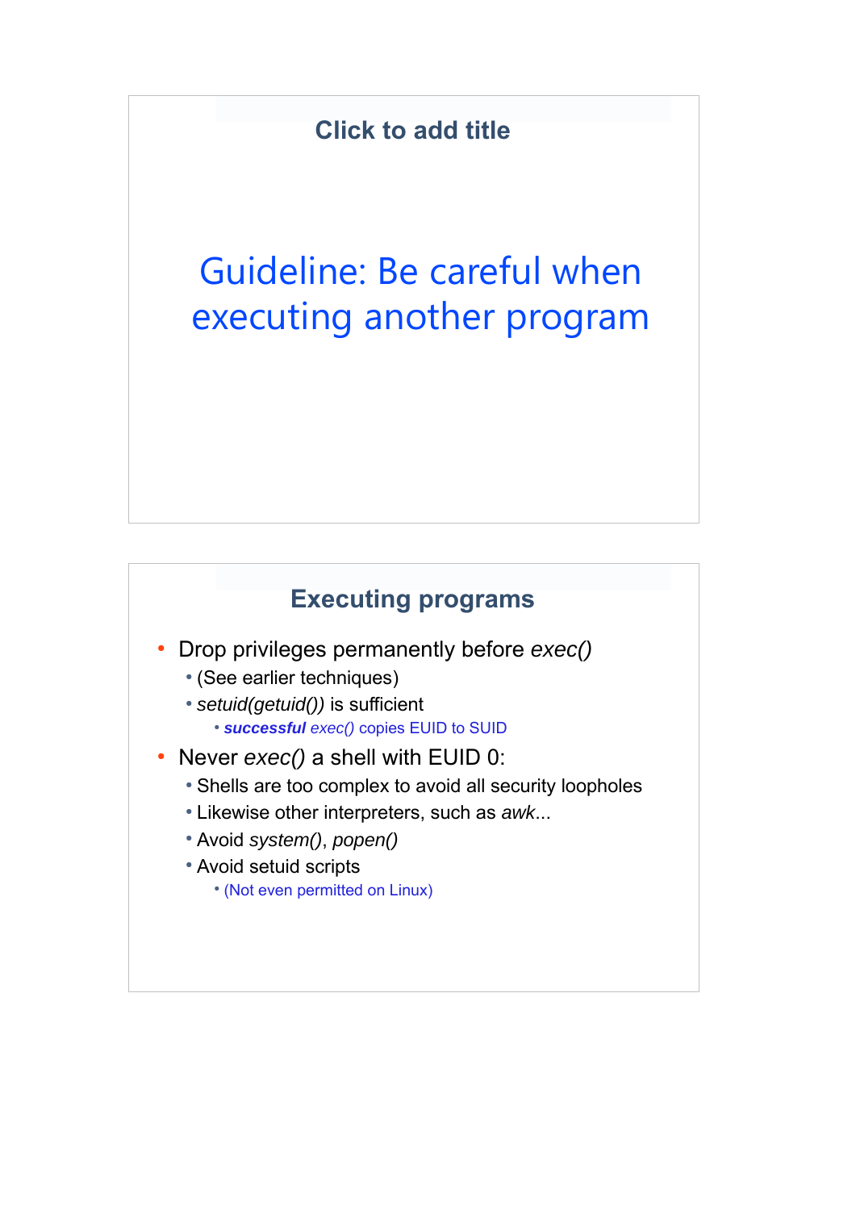## Click to add title

# Guideline: Be careful when executing another program

## Executing programs

- Drop privileges permanently before *exec()*
  - (See earlier techniques)
  - *setuid(getuid())* is sufficient
    - ***successful*** *exec()* copies EUID to SUID
- Never *exec()* a shell with EUID 0:
  - Shells are too complex to avoid all security loopholes
  - Likewise other interpreters, such as *awk*...
  - Avoid *system()*, *popen()*
  - Avoid setuid scripts
    - (Not even permitted on Linux)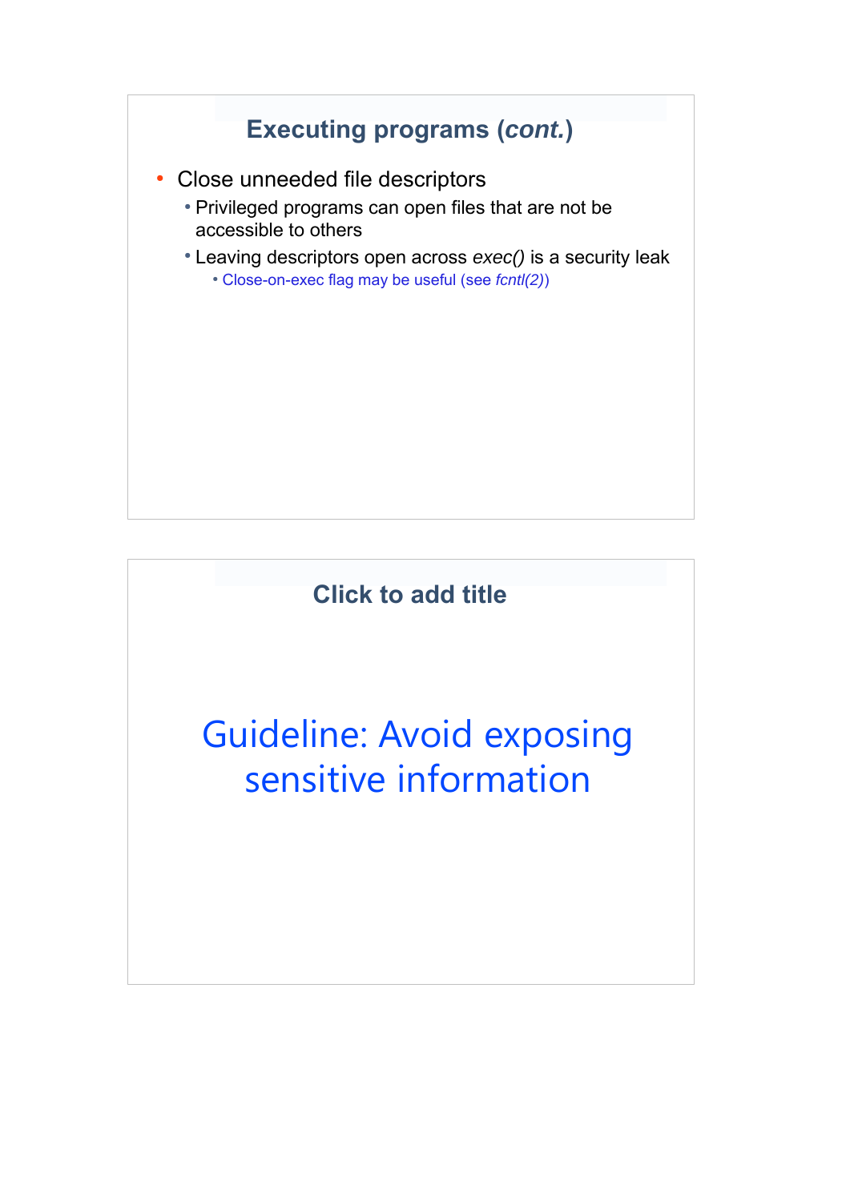## Executing programs (*cont.*)

- Close unneeded file descriptors
  - Privileged programs can open files that are not be accessible to others
  - Leaving descriptors open across *exec()* is a security leak
    - Close-on-exec flag may be useful (see *fcntl(2)*)

## Click to add title

# Guideline: Avoid exposing sensitive information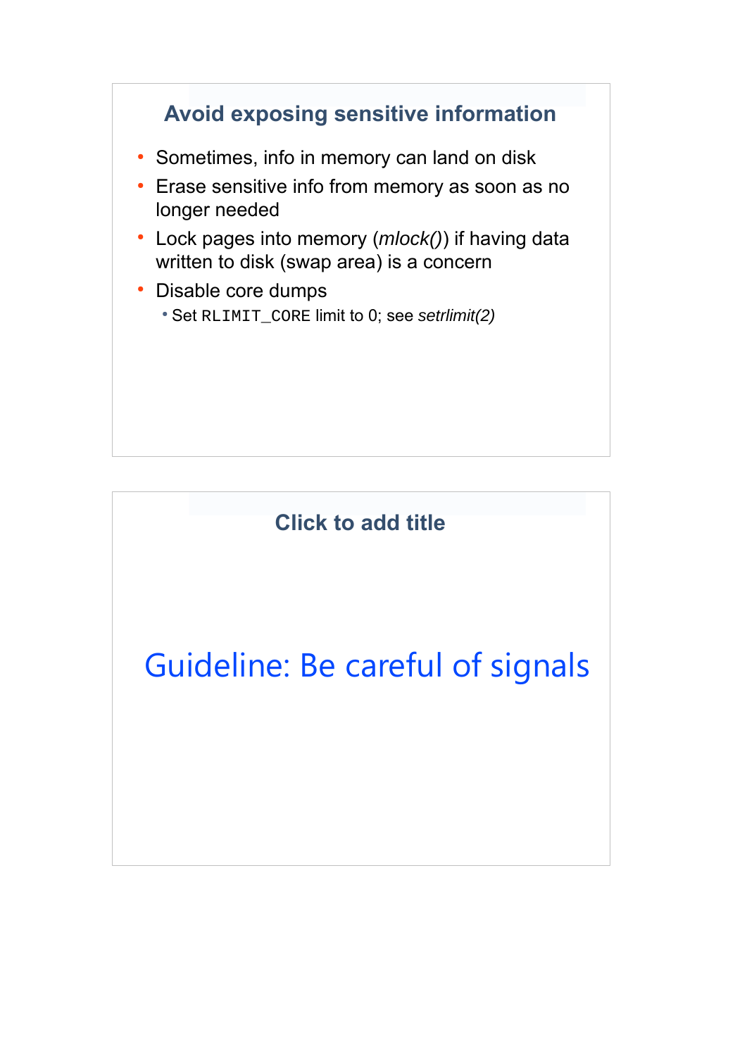## Avoid exposing sensitive information

- Sometimes, info in memory can land on disk
- Erase sensitive info from memory as soon as no longer needed
- Lock pages into memory (*mlock()*) if having data written to disk (swap area) is a concern
- Disable core dumps
  - Set `RLIMIT_CORE` limit to 0; see *setrlimit(2)*

## Click to add title

Guideline: Be careful of signals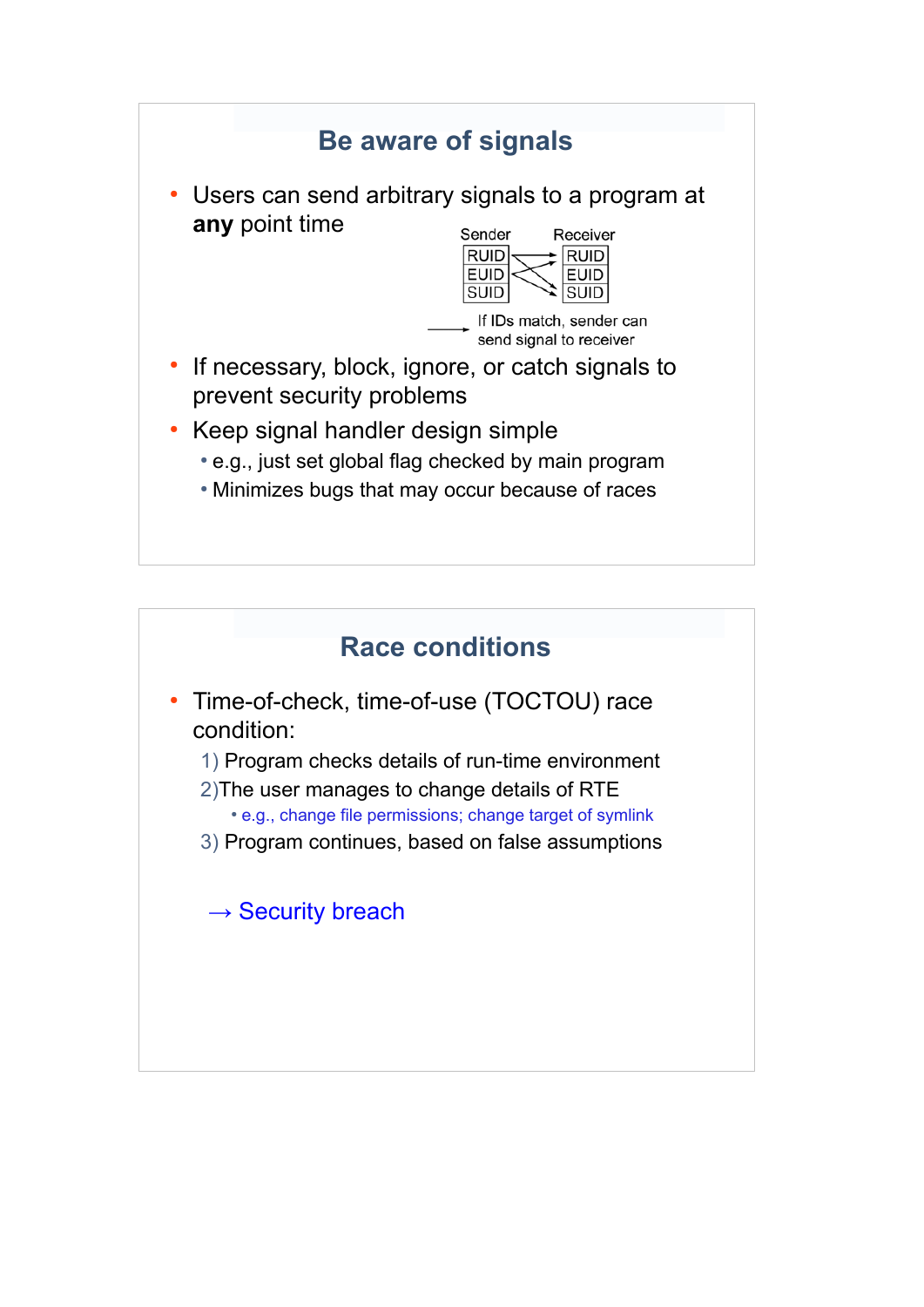## Be aware of signals

- Users can send arbitrary signals to a program at **any** point time

| Sender | Receiver |
|---|---|
| RUID | RUID |
| EUID | EUID |
| SUID | SUID |

If IDs match, sender can send signal to receiver

- If necessary, block, ignore, or catch signals to prevent security problems
- Keep signal handler design simple
  - e.g., just set global flag checked by main program
  - Minimizes bugs that may occur because of races

## Race conditions

- Time-of-check, time-of-use (TOCTOU) race condition:
  1) Program checks details of run-time environment
  2) The user manages to change details of RTE
     - e.g., change file permissions; change target of symlink
  3) Program continues, based on false assumptions

→ Security breach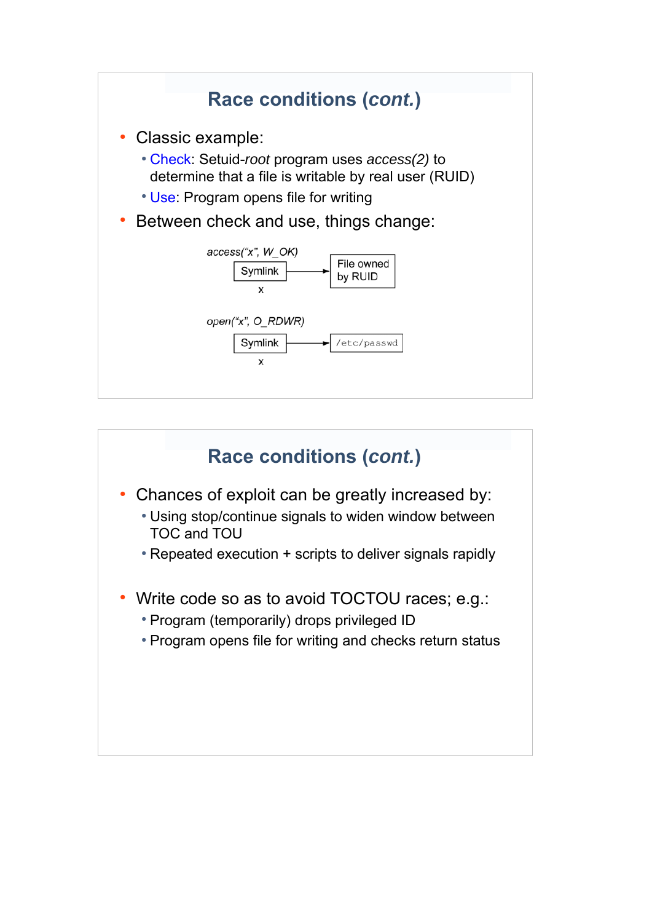## Race conditions (*cont.*)

- Classic example:
  - Check: Setuid-*root* program uses *access(2)* to determine that a file is writable by real user (RUID)
  - Use: Program opens file for writing
- Between check and use, things change:

*access("x", W_OK)*

Symlink → File owned by RUID

x

*open("x", O_RDWR)*

Symlink → `/etc/passwd`

x

## Race conditions (*cont.*)

- Chances of exploit can be greatly increased by:
  - Using stop/continue signals to widen window between TOC and TOU
  - Repeated execution + scripts to deliver signals rapidly
- Write code so as to avoid TOCTOU races; e.g.:
  - Program (temporarily) drops privileged ID
  - Program opens file for writing and checks return status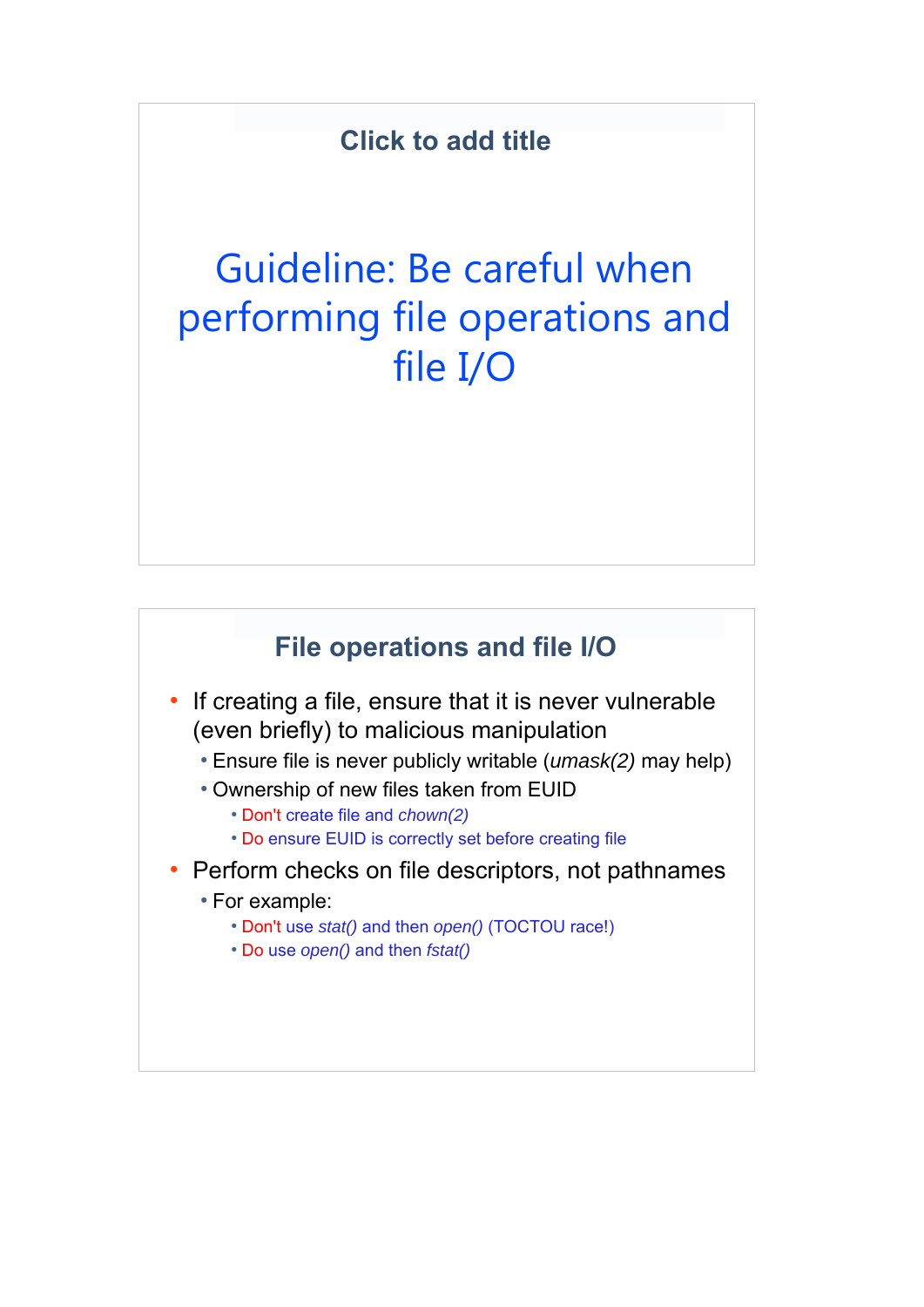## Click to add title

# Guideline: Be careful when performing file operations and file I/O

## File operations and file I/O

- If creating a file, ensure that it is never vulnerable (even briefly) to malicious manipulation
  - Ensure file is never publicly writable (*umask(2)* may help)
  - Ownership of new files taken from EUID
    - Don't create file and *chown(2)*
    - Do ensure EUID is correctly set before creating file
- Perform checks on file descriptors, not pathnames
  - For example:
    - Don't use *stat()* and then *open()* (TOCTOU race!)
    - Do use *open()* and then *fstat()*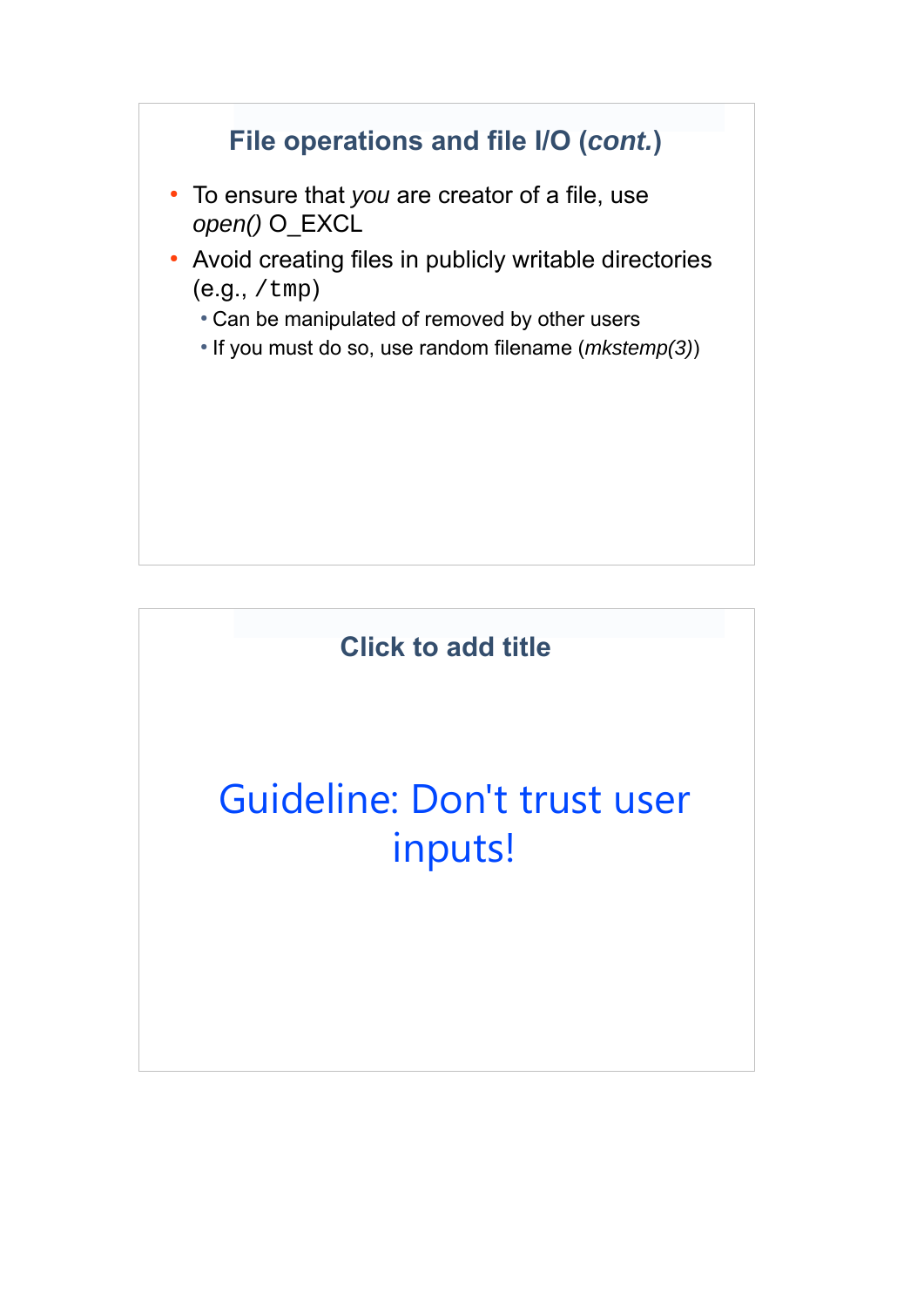## File operations and file I/O (*cont.*)

- To ensure that *you* are creator of a file, use *open()* O_EXCL
- Avoid creating files in publicly writable directories (e.g., `/tmp`)
  - Can be manipulated of removed by other users
  - If you must do so, use random filename (*mkstemp(3)*)

## Click to add title

Guideline: Don't trust user inputs!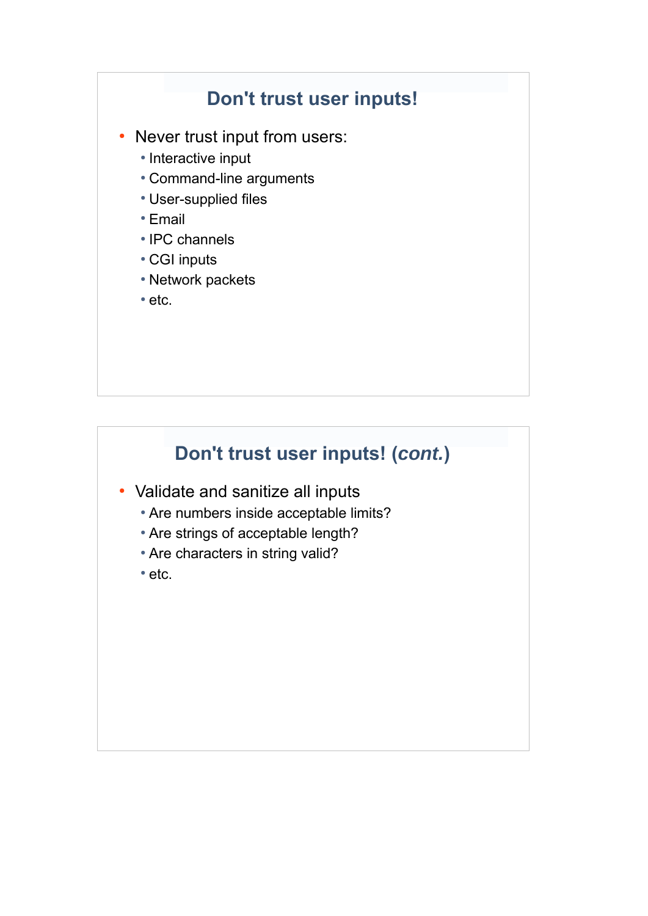## Don't trust user inputs!

- Never trust input from users:
  - Interactive input
  - Command-line arguments
  - User-supplied files
  - Email
  - IPC channels
  - CGI inputs
  - Network packets
  - etc.

## Don't trust user inputs! (*cont.*)

- Validate and sanitize all inputs
  - Are numbers inside acceptable limits?
  - Are strings of acceptable length?
  - Are characters in string valid?
  - etc.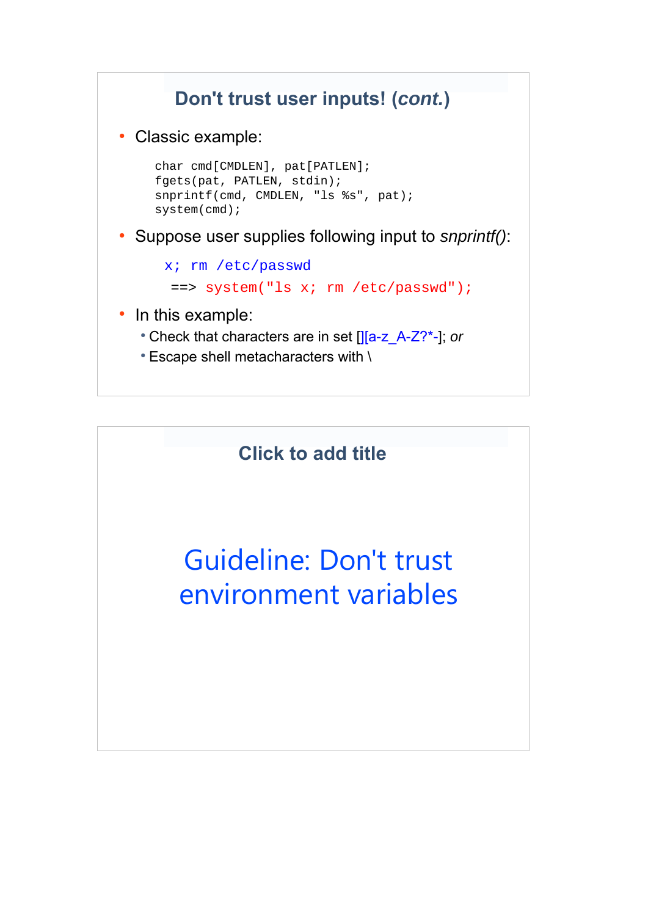## Don't trust user inputs! (*cont.*)

- Classic example:

```
char cmd[CMDLEN], pat[PATLEN];
fgets(pat, PATLEN, stdin);
snprintf(cmd, CMDLEN, "ls %s", pat);
system(cmd);
```

- Suppose user supplies following input to *snprintf()*:

```
x; rm /etc/passwd
 ==> system("ls x; rm /etc/passwd");
```

- In this example:
  - Check that characters are in set [][a-z_A-Z?*-]; *or*
  - Escape shell metacharacters with \

## Click to add title

Guideline: Don't trust environment variables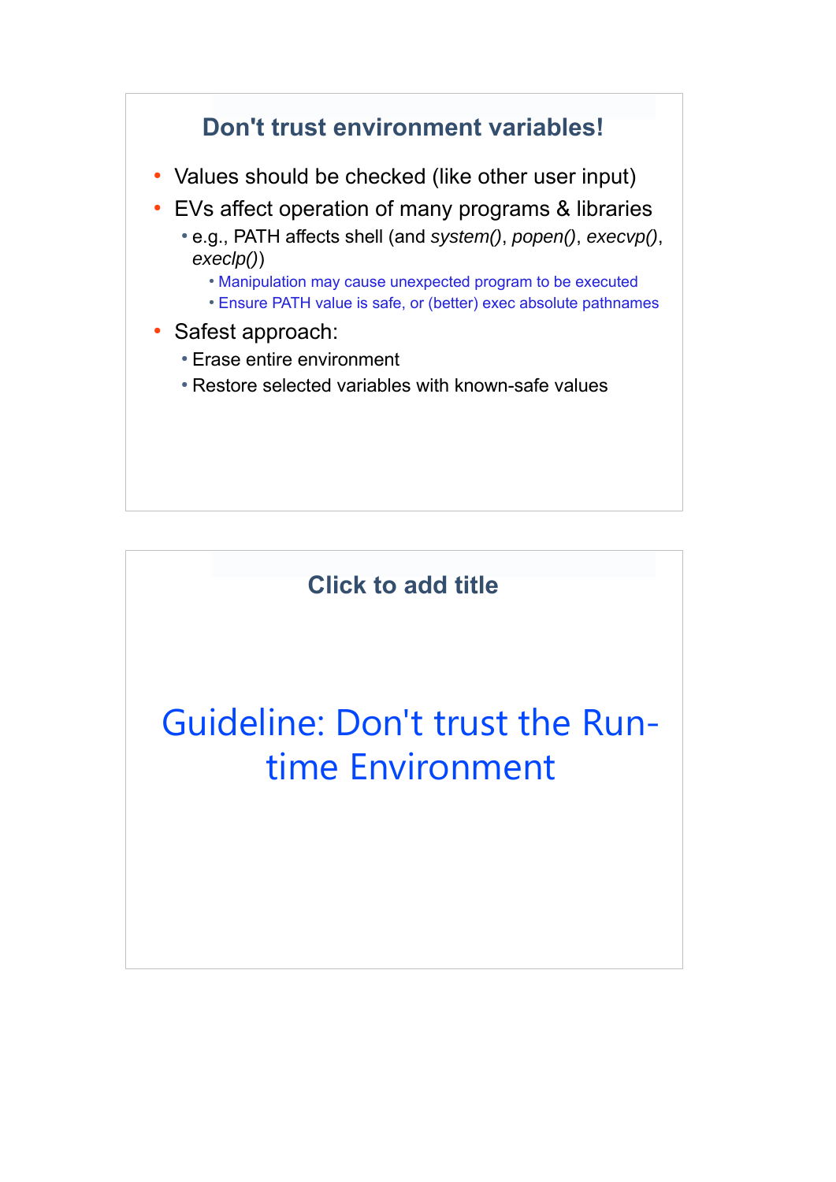## Don't trust environment variables!

- Values should be checked (like other user input)
- EVs affect operation of many programs & libraries
  - e.g., PATH affects shell (and *system()*, *popen()*, *execvp()*, *execlp()*)
    - Manipulation may cause unexpected program to be executed
    - Ensure PATH value is safe, or (better) exec absolute pathnames
- Safest approach:
  - Erase entire environment
  - Restore selected variables with known-safe values

## Click to add title

# Guideline: Don't trust the Run-time Environment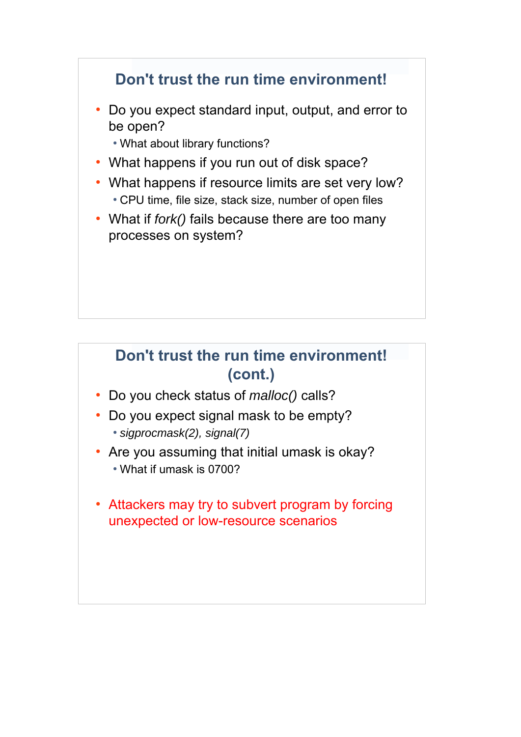## Don't trust the run time environment!

- Do you expect standard input, output, and error to be open?
  - What about library functions?
- What happens if you run out of disk space?
- What happens if resource limits are set very low?
  - CPU time, file size, stack size, number of open files
- What if *fork()* fails because there are too many processes on system?

## Don't trust the run time environment! (cont.)

- Do you check status of *malloc()* calls?
- Do you expect signal mask to be empty?
  - *sigprocmask(2), signal(7)*
- Are you assuming that initial umask is okay?
  - What if umask is 0700?
- Attackers may try to subvert program by forcing unexpected or low-resource scenarios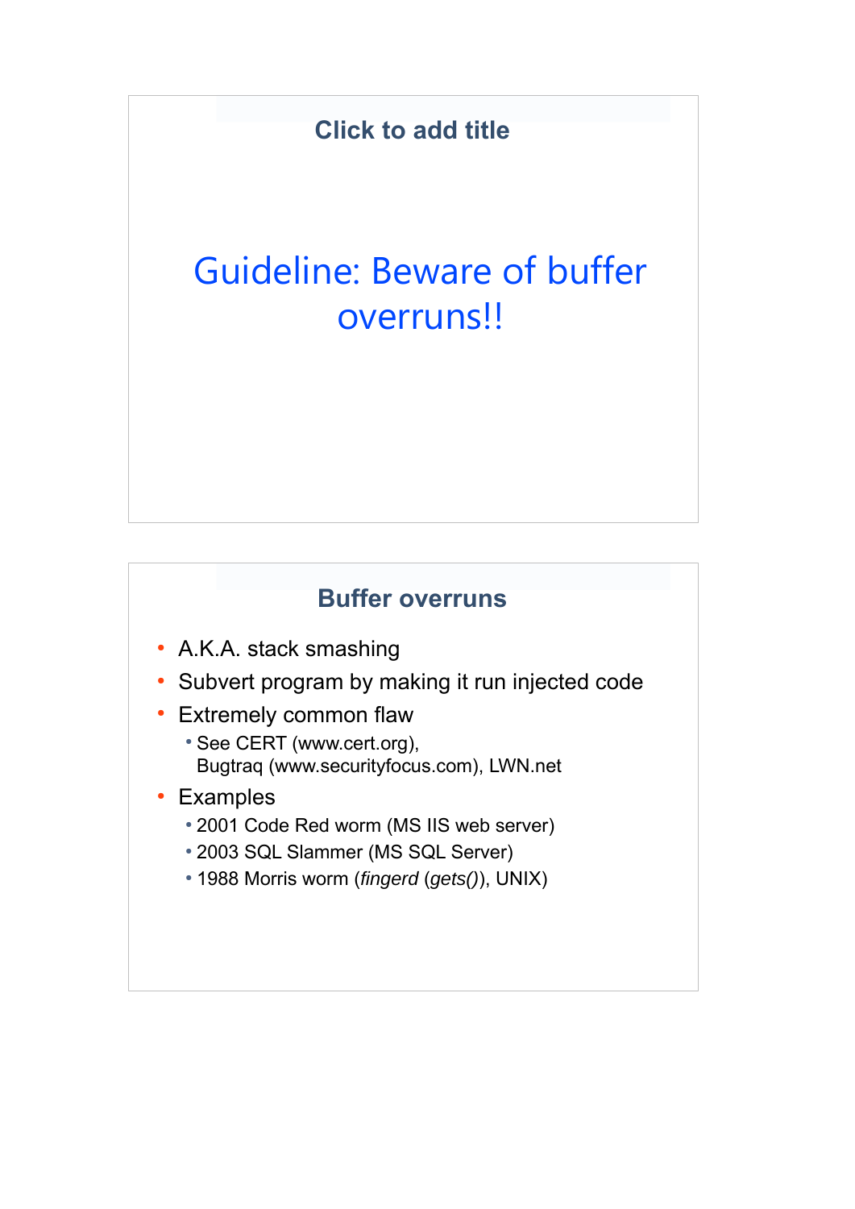## Click to add title

# Guideline: Beware of buffer overruns!!

## Buffer overruns

- A.K.A. stack smashing
- Subvert program by making it run injected code
- Extremely common flaw
  - See CERT (www.cert.org), Bugtraq (www.securityfocus.com), LWN.net
- Examples
  - 2001 Code Red worm (MS IIS web server)
  - 2003 SQL Slammer (MS SQL Server)
  - 1988 Morris worm (*fingerd* (*gets()*), UNIX)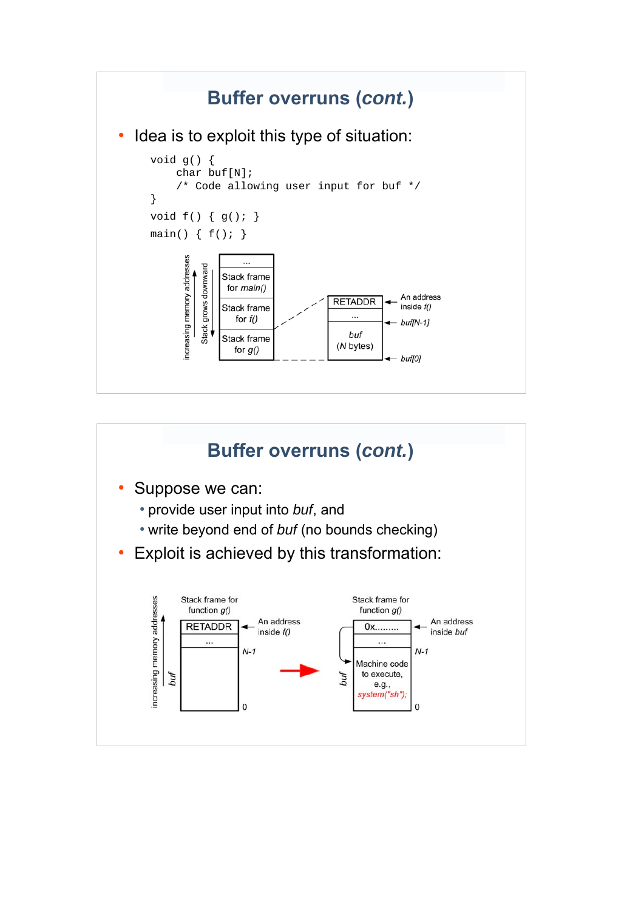# Buffer overruns (*cont.*)

- Idea is to exploit this type of situation:

```
void g() {
    char buf[N];
    /* Code allowing user input for buf */
}
void f() { g(); }
main() { f(); }
```

increasing memory addresses | Stack grows downward

| ... |
| --- |
| Stack frame for *main()* |
| Stack frame for *f()* |
| Stack frame for *g()* |

| RETADDR | ← An address inside *f()* |
| --- | --- |
| ... | ← *buf[N-1]* |
| *buf* (*N* bytes) | ← *buf[0]* |

# Buffer overruns (*cont.*)

- Suppose we can:
  - provide user input into *buf*, and
  - write beyond end of *buf* (no bounds checking)
- Exploit is achieved by this transformation:

increasing memory addresses

Stack frame for function *g()*

| RETADDR | ← An address inside *f()* |
| --- | --- |
| ... | *N-1* |
| *buf* | 0 |

→

Stack frame for function *g()*

| 0x........ | ← An address inside *buf* |
| --- | --- |
| ... | *N-1* |
| *buf*: Machine code to execute, e.g., *system("sh");* | 0 |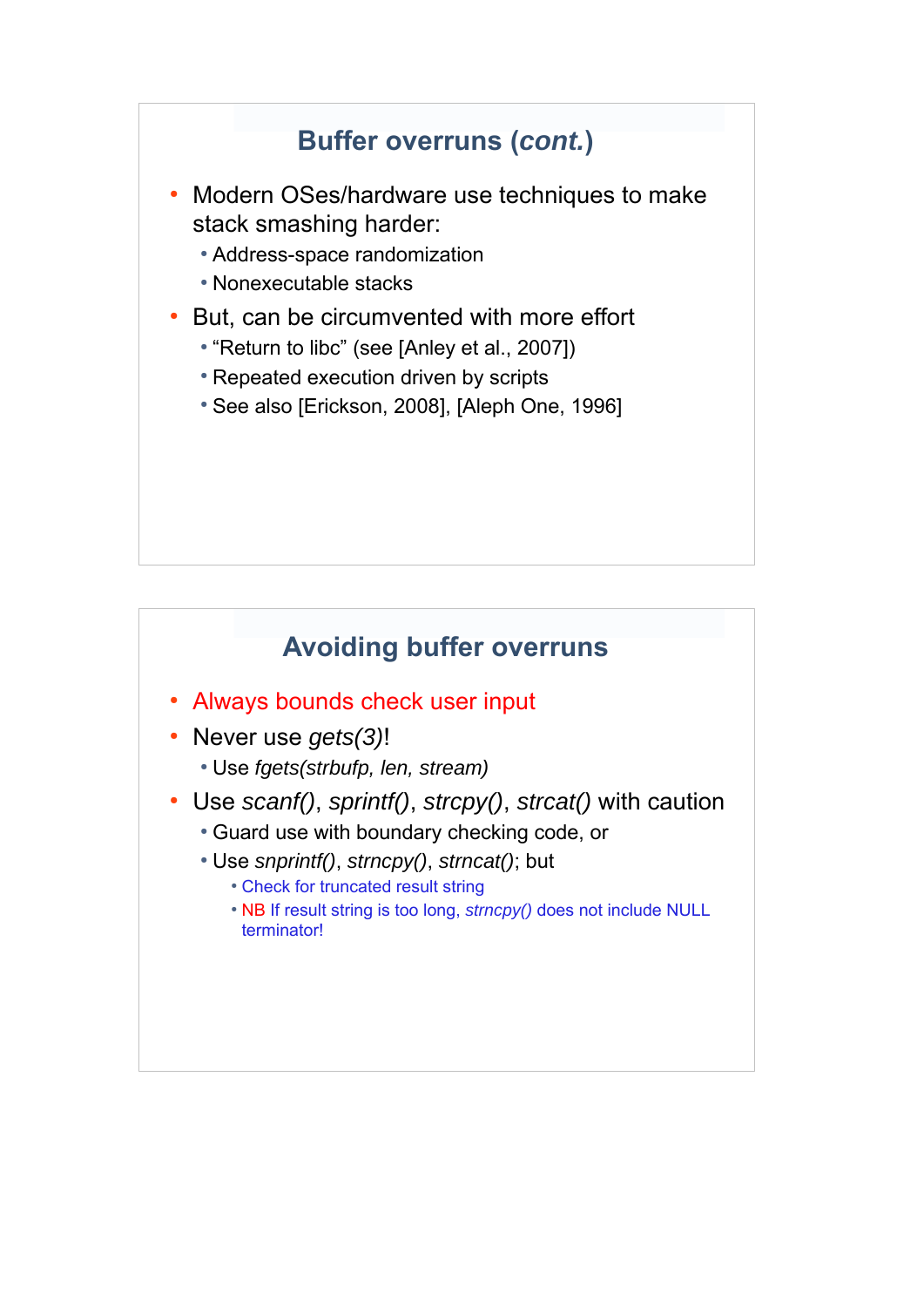## Buffer overruns (*cont.*)

- Modern OSes/hardware use techniques to make stack smashing harder:
  - Address-space randomization
  - Nonexecutable stacks
- But, can be circumvented with more effort
  - “Return to libc” (see [Anley et al., 2007])
  - Repeated execution driven by scripts
  - See also [Erickson, 2008], [Aleph One, 1996]

## Avoiding buffer overruns

- Always bounds check user input
- Never use *gets(3)*!
  - Use *fgets(strbufp, len, stream)*
- Use *scanf()*, *sprintf()*, *strcpy()*, *strcat()* with caution
  - Guard use with boundary checking code, or
  - Use *snprintf()*, *strncpy()*, *strncat()*; but
    - Check for truncated result string
    - NB If result string is too long, *strncpy()* does not include NULL terminator!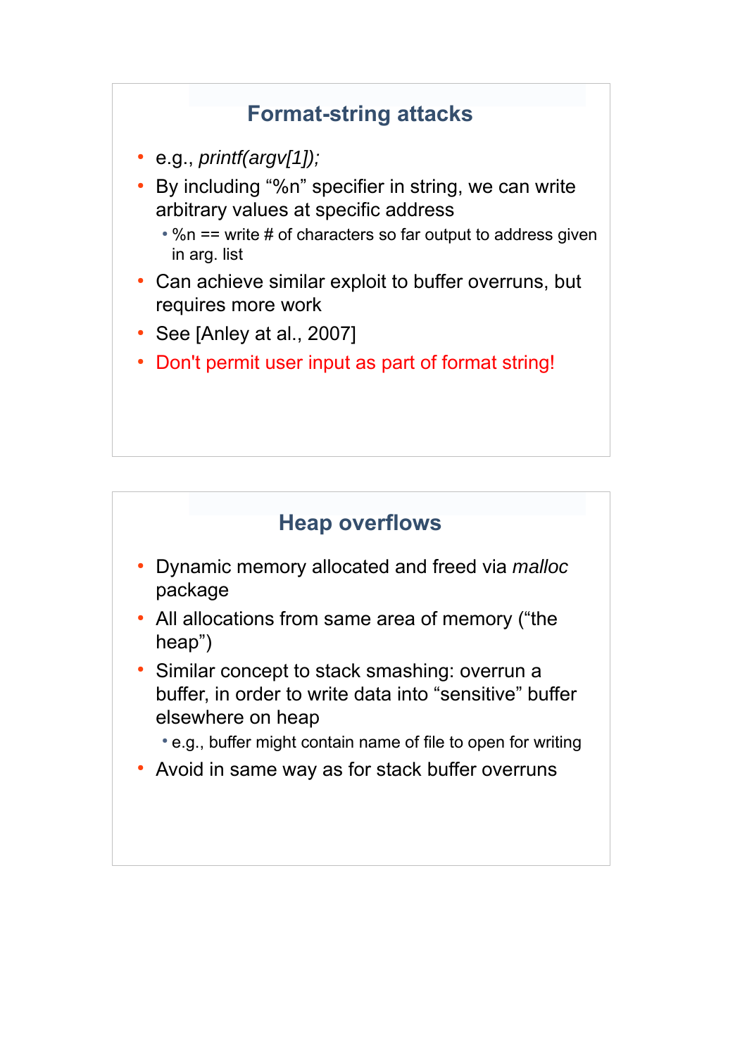## Format-string attacks

- e.g., *printf(argv[1]);*
- By including “%n” specifier in string, we can write arbitrary values at specific address
  - %n == write # of characters so far output to address given in arg. list
- Can achieve similar exploit to buffer overruns, but requires more work
- See [Anley at al., 2007]
- Don't permit user input as part of format string!

## Heap overflows

- Dynamic memory allocated and freed via *malloc* package
- All allocations from same area of memory (“the heap”)
- Similar concept to stack smashing: overrun a buffer, in order to write data into “sensitive” buffer elsewhere on heap
  - e.g., buffer might contain name of file to open for writing
- Avoid in same way as for stack buffer overruns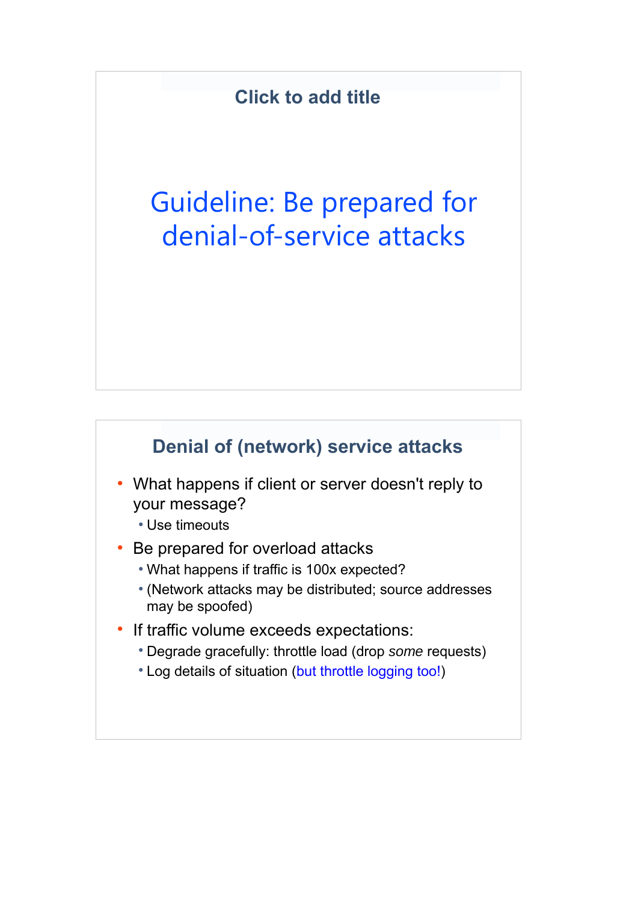## Click to add title

# Guideline: Be prepared for denial-of-service attacks

## Denial of (network) service attacks

- What happens if client or server doesn't reply to your message?
  - Use timeouts
- Be prepared for overload attacks
  - What happens if traffic is 100x expected?
  - (Network attacks may be distributed; source addresses may be spoofed)
- If traffic volume exceeds expectations:
  - Degrade gracefully: throttle load (drop *some* requests)
  - Log details of situation (but throttle logging too!)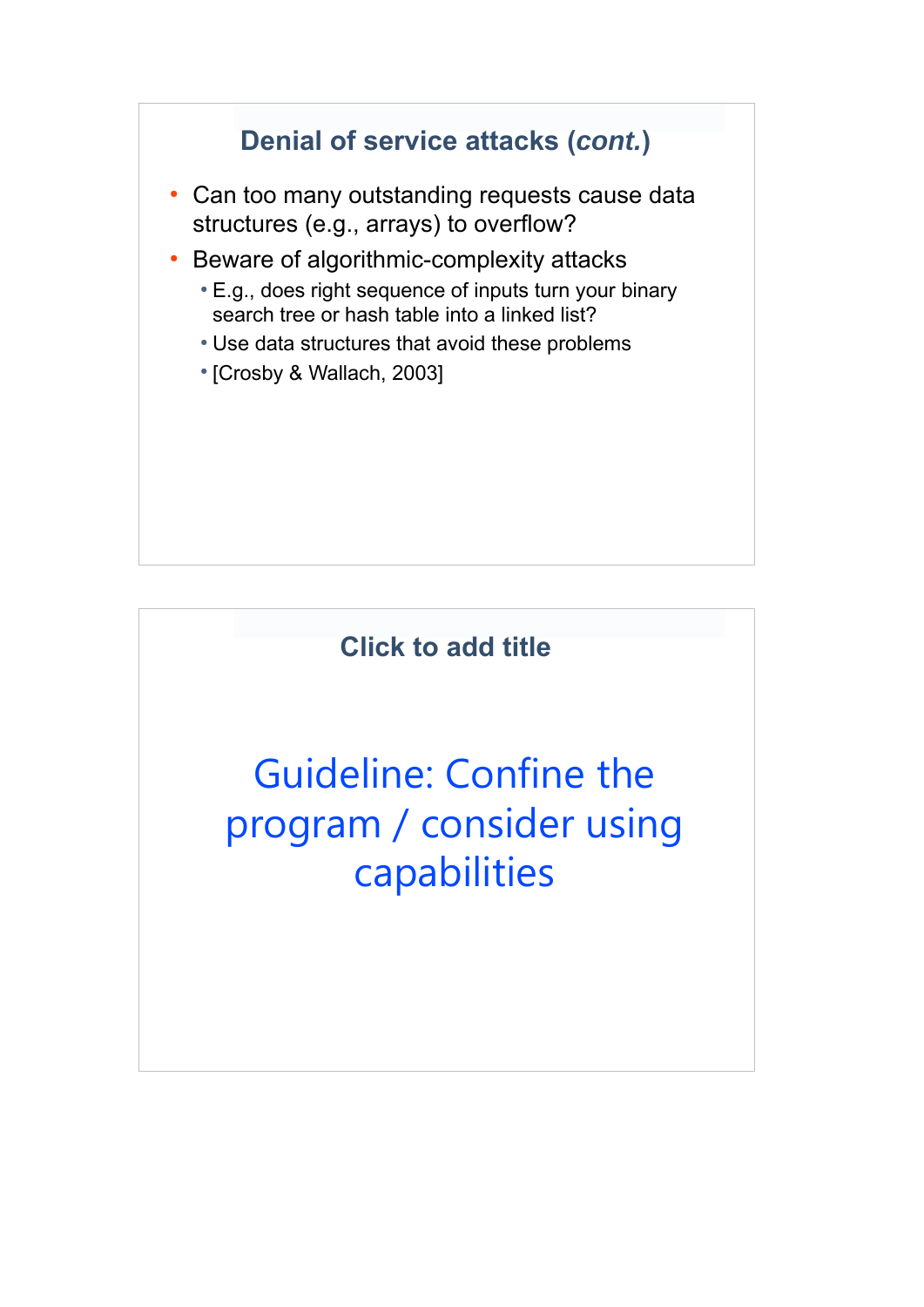## Denial of service attacks (*cont.*)

- Can too many outstanding requests cause data structures (e.g., arrays) to overflow?
- Beware of algorithmic-complexity attacks
  - E.g., does right sequence of inputs turn your binary search tree or hash table into a linked list?
  - Use data structures that avoid these problems
  - [Crosby & Wallach, 2003]

## Click to add title

Guideline: Confine the program / consider using capabilities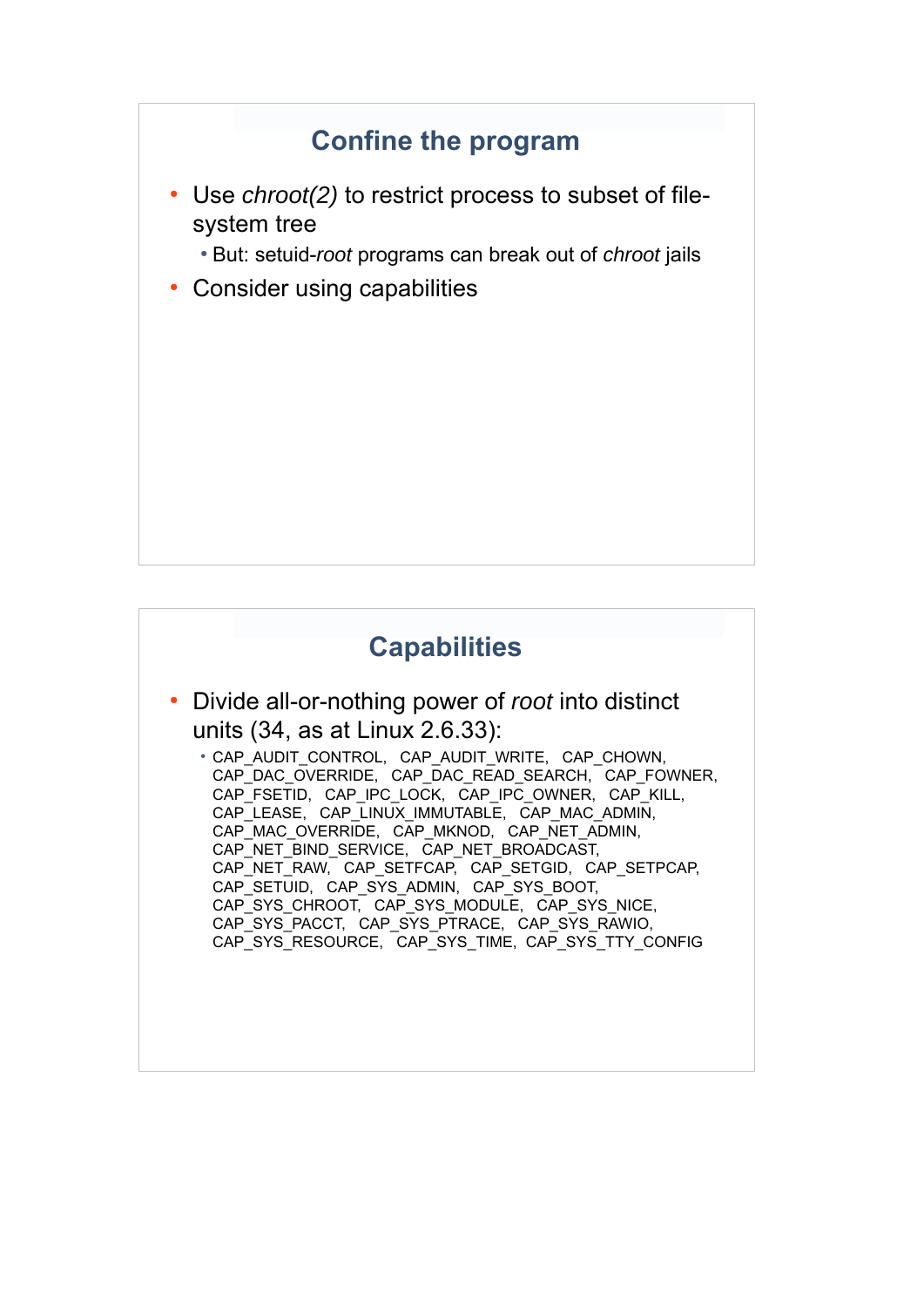## Confine the program

- Use *chroot(2)* to restrict process to subset of file-system tree
  - But: setuid-*root* programs can break out of *chroot* jails
- Consider using capabilities

## Capabilities

- Divide all-or-nothing power of *root* into distinct units (34, as at Linux 2.6.33):
  - CAP_AUDIT_CONTROL, CAP_AUDIT_WRITE, CAP_CHOWN, CAP_DAC_OVERRIDE, CAP_DAC_READ_SEARCH, CAP_FOWNER, CAP_FSETID, CAP_IPC_LOCK, CAP_IPC_OWNER, CAP_KILL, CAP_LEASE, CAP_LINUX_IMMUTABLE, CAP_MAC_ADMIN, CAP_MAC_OVERRIDE, CAP_MKNOD, CAP_NET_ADMIN, CAP_NET_BIND_SERVICE, CAP_NET_BROADCAST, CAP_NET_RAW, CAP_SETFCAP, CAP_SETGID, CAP_SETPCAP, CAP_SETUID, CAP_SYS_ADMIN, CAP_SYS_BOOT, CAP_SYS_CHROOT, CAP_SYS_MODULE, CAP_SYS_NICE, CAP_SYS_PACCT, CAP_SYS_PTRACE, CAP_SYS_RAWIO, CAP_SYS_RESOURCE, CAP_SYS_TIME, CAP_SYS_TTY_CONFIG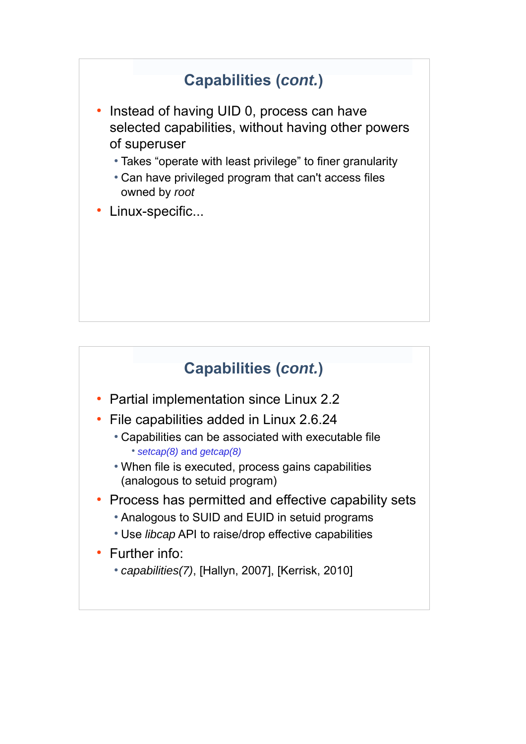## Capabilities (*cont.*)

- Instead of having UID 0, process can have selected capabilities, without having other powers of superuser
  - Takes “operate with least privilege” to finer granularity
  - Can have privileged program that can't access files owned by *root*
- Linux-specific...

## Capabilities (*cont.*)

- Partial implementation since Linux 2.2
- File capabilities added in Linux 2.6.24
  - Capabilities can be associated with executable file
    - *setcap(8)* and *getcap(8)*
  - When file is executed, process gains capabilities (analogous to setuid program)
- Process has permitted and effective capability sets
  - Analogous to SUID and EUID in setuid programs
  - Use *libcap* API to raise/drop effective capabilities
- Further info:
  - *capabilities(7)*, [Hallyn, 2007], [Kerrisk, 2010]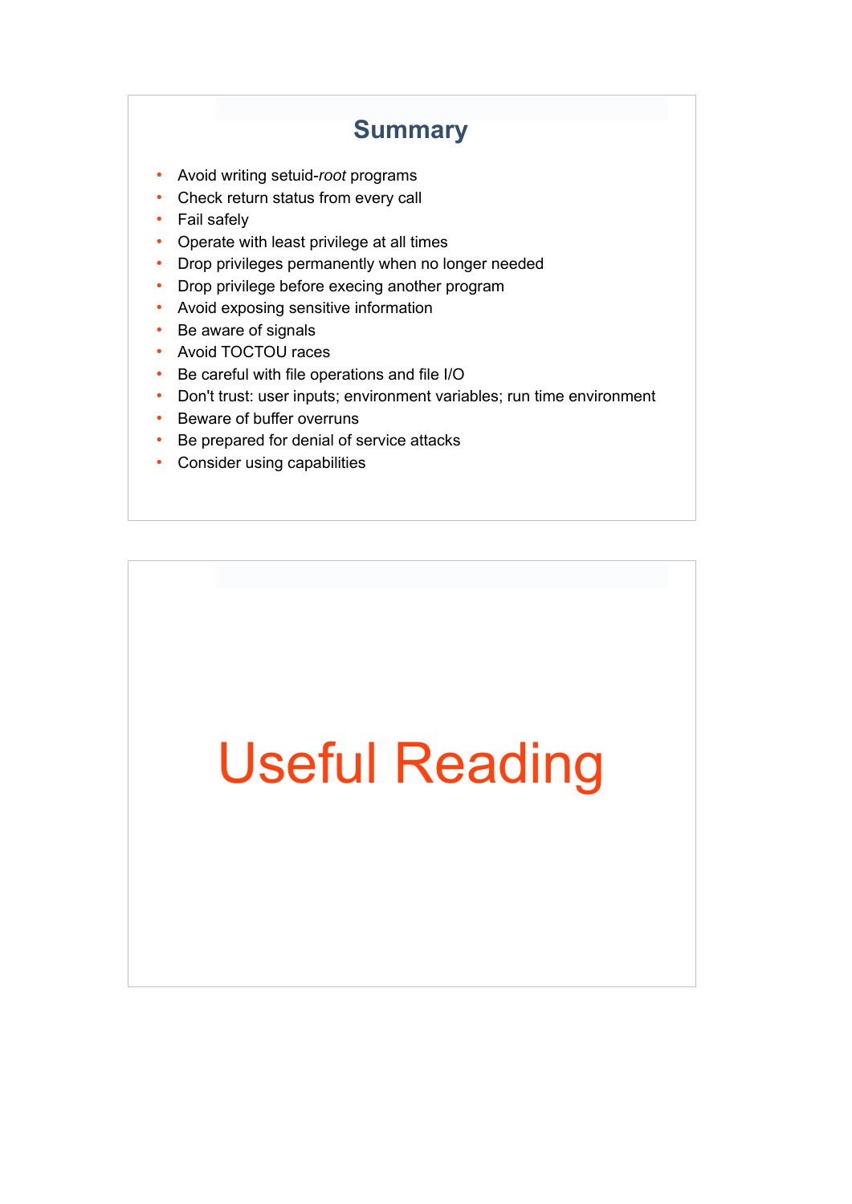## Summary

- Avoid writing setuid-*root* programs
- Check return status from every call
- Fail safely
- Operate with least privilege at all times
- Drop privileges permanently when no longer needed
- Drop privilege before execing another program
- Avoid exposing sensitive information
- Be aware of signals
- Avoid TOCTOU races
- Be careful with file operations and file I/O
- Don't trust: user inputs; environment variables; run time environment
- Beware of buffer overruns
- Be prepared for denial of service attacks
- Consider using capabilities

# Useful Reading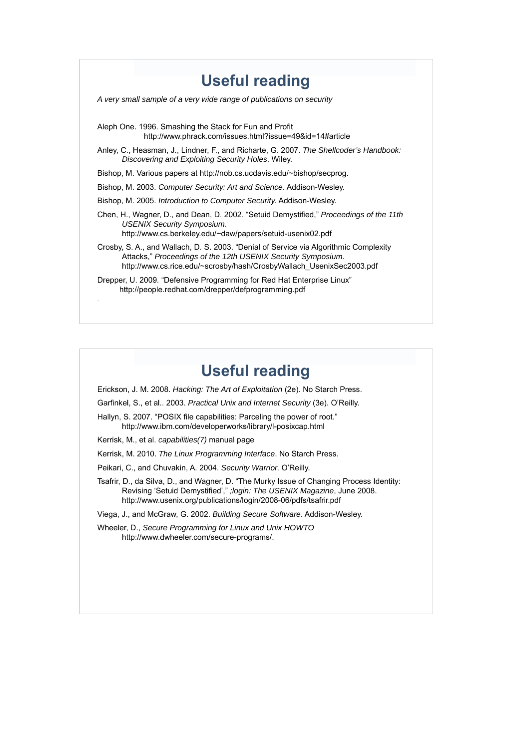# Useful reading

*A very small sample of a very wide range of publications on security*

Aleph One. 1996. Smashing the Stack for Fun and Profit
http://www.phrack.com/issues.html?issue=49&id=14#article

Anley, C., Heasman, J., Lindner, F., and Richarte, G. 2007. *The Shellcoder's Handbook: Discovering and Exploiting Security Holes*. Wiley.

Bishop, M. Various papers at http://nob.cs.ucdavis.edu/~bishop/secprog.

Bishop, M. 2003. *Computer Security: Art and Science*. Addison-Wesley.

Bishop, M. 2005. *Introduction to Computer Security.* Addison-Wesley.

Chen, H., Wagner, D., and Dean, D. 2002. "Setuid Demystified," *Proceedings of the 11th USENIX Security Symposium*.
http://www.cs.berkeley.edu/~daw/papers/setuid-usenix02.pdf

Crosby, S. A., and Wallach, D. S. 2003. "Denial of Service via Algorithmic Complexity Attacks," *Proceedings of the 12th USENIX Security Symposium*.
http://www.cs.rice.edu/~scrosby/hash/CrosbyWallach_UsenixSec2003.pdf

Drepper, U. 2009. "Defensive Programming for Red Hat Enterprise Linux"
http://people.redhat.com/drepper/defprogramming.pdf

# Useful reading

Erickson, J. M. 2008. *Hacking: The Art of Exploitation* (2e). No Starch Press.

Garfinkel, S., et al.. 2003. *Practical Unix and Internet Security* (3e). O'Reilly.

Hallyn, S. 2007. "POSIX file capabilities: Parceling the power of root."
http://www.ibm.com/developerworks/library/l-posixcap.html

Kerrisk, M., et al. *capabilities(7)* manual page

Kerrisk, M. 2010. *The Linux Programming Interface*. No Starch Press.

Peikari, C., and Chuvakin, A. 2004. *Security Warrior.* O'Reilly.

Tsafrir, D., da Silva, D., and Wagner, D. "The Murky Issue of Changing Process Identity: Revising 'Setuid Demystified'," *;login: The USENIX Magazine*, June 2008.
http://www.usenix.org/publications/login/2008-06/pdfs/tsafrir.pdf

Viega, J., and McGraw, G. 2002. *Building Secure Software*. Addison-Wesley.

Wheeler, D., *Secure Programming for Linux and Unix HOWTO*
http://www.dwheeler.com/secure-programs/.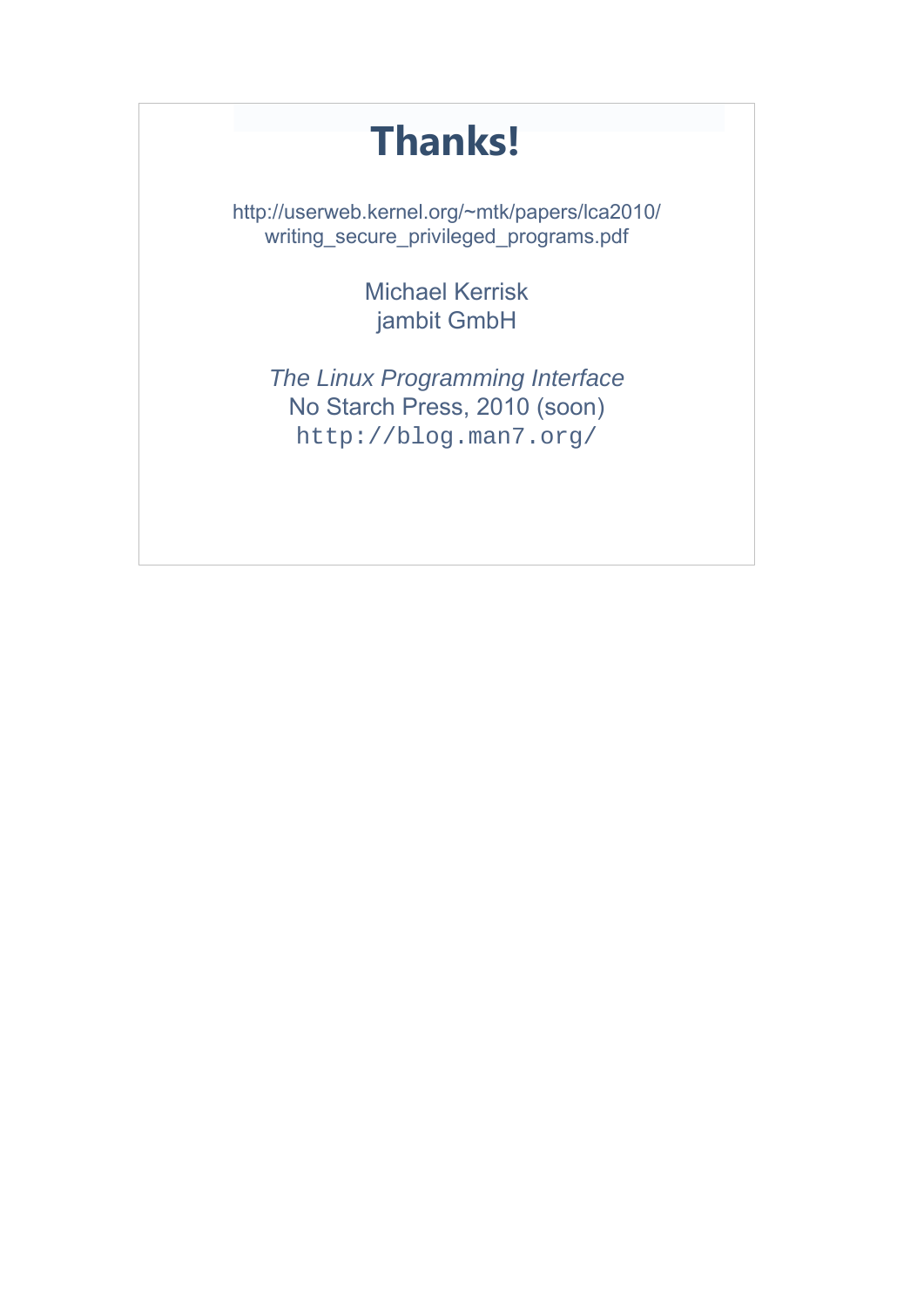# Thanks!

http://userweb.kernel.org/~mtk/papers/lca2010/writing_secure_privileged_programs.pdf

Michael Kerrisk
jambit GmbH

*The Linux Programming Interface*
No Starch Press, 2010 (soon)
`http://blog.man7.org/`